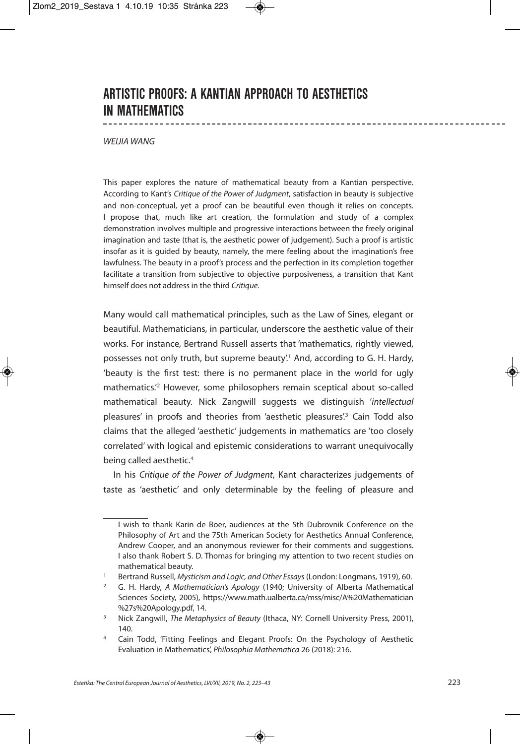# ARTISTIC PROOFS: A KANTIAN APPROACH TO AESTHETICS IN MATHEMATICS

*WEIJIA WANG*

This paper explores the nature of mathematical beauty from a Kantian perspective. According to Kant's *Critique of the Power of Judgment*, satisfaction in beauty is subjective and non-conceptual, yet a proof can be beautiful even though it relies on concepts. I propose that, much like art creation, the formulation and study of a complex demonstration involves multiple and progressive interactions between the freely original imagination and taste (that is, the aesthetic power of judgement). Such a proof is artistic insofar as it is guided by beauty, namely, the mere feeling about the imagination's free lawfulness. The beauty in a proof's process and the perfection in its completion together facilitate a transition from subjective to objective purposiveness, a transition that Kant himself does not address in the third *Critique*.

Many would call mathematical principles, such as the Law of Sines, elegant or beautiful. Mathematicians, in particular, underscore the aesthetic value of their works. For instance, Bertrand Russell asserts that 'mathematics, rightly viewed, possesses not only truth, but supreme beauty'.[1] And, according to G. H. Hardy, 'beauty is the first test: there is no permanent place in the world for ugly mathematics.'[2] However, some philosophers remain sceptical about so-called mathematical beauty. Nick Zangwill suggests we distinguish '*intellectual* pleasures' in proofs and theories from 'aesthetic pleasures'.[3] Cain Todd also claims that the alleged 'aesthetic' judgements in mathematics are 'too closely correlated' with logical and epistemic considerations to warrant unequivocally being called aesthetic.[4]

In his *Critique of the Power of Judgment*, Kant characterizes judgements of taste as 'aesthetic' and only determinable by the feeling of pleasure and

---

I wish to thank Karin de Boer, audiences at the 5th Dubrovnik Conference on the Philosophy of Art and the 75th American Society for Aesthetics Annual Conference, Andrew Cooper, and an anonymous reviewer for their comments and suggestions. I also thank Robert S. D. Thomas for bringing my attention to two recent studies on mathematical beauty.

[1] Bertrand Russell, *Mysticism and Logic, and Other Essays* (London: Longmans, 1919), 60.

[2] G. H. Hardy, *A Mathematician's Apology* (1940; University of Alberta Mathematical Sciences Society, 2005), https://www.math.ualberta.ca/mss/misc/A%20Mathematician%27s%20Apology.pdf, 14.

[3] Nick Zangwill, *The Metaphysics of Beauty* (Ithaca, NY: Cornell University Press, 2001), 140.

[4] Cain Todd, 'Fitting Feelings and Elegant Proofs: On the Psychology of Aesthetic Evaluation in Mathematics', *Philosophia Mathematica* 26 (2018): 216.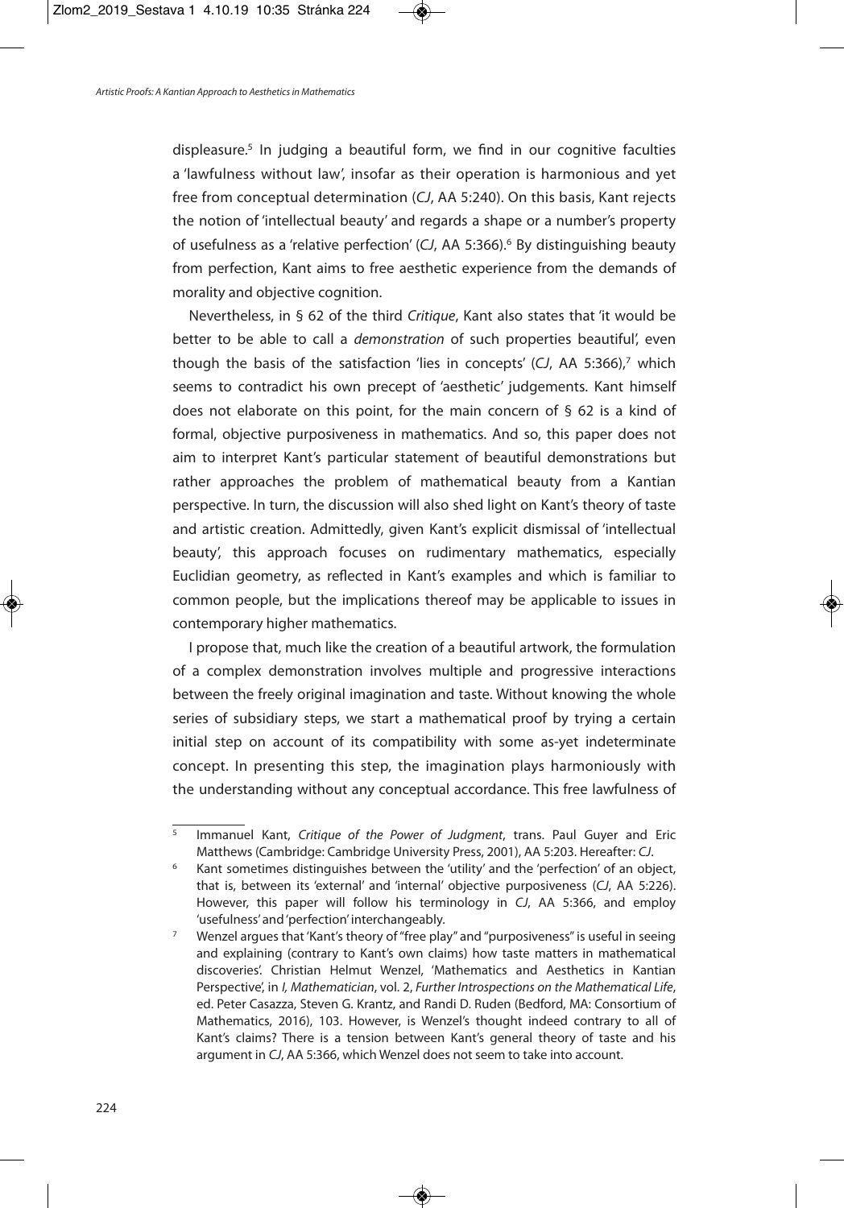displeasure.[5] In judging a beautiful form, we find in our cognitive faculties a 'lawfulness without law', insofar as their operation is harmonious and yet free from conceptual determination (*CJ*, AA 5:240). On this basis, Kant rejects the notion of 'intellectual beauty' and regards a shape or a number's property of usefulness as a 'relative perfection' (*CJ*, AA 5:366).[6] By distinguishing beauty from perfection, Kant aims to free aesthetic experience from the demands of morality and objective cognition.

Nevertheless, in § 62 of the third *Critique*, Kant also states that 'it would be better to be able to call a *demonstration* of such properties beautiful', even though the basis of the satisfaction 'lies in concepts' (*CJ*, AA 5:366),[7] which seems to contradict his own precept of 'aesthetic' judgements. Kant himself does not elaborate on this point, for the main concern of § 62 is a kind of formal, objective purposiveness in mathematics. And so, this paper does not aim to interpret Kant's particular statement of beautiful demonstrations but rather approaches the problem of mathematical beauty from a Kantian perspective. In turn, the discussion will also shed light on Kant's theory of taste and artistic creation. Admittedly, given Kant's explicit dismissal of 'intellectual beauty', this approach focuses on rudimentary mathematics, especially Euclidian geometry, as reflected in Kant's examples and which is familiar to common people, but the implications thereof may be applicable to issues in contemporary higher mathematics.

I propose that, much like the creation of a beautiful artwork, the formulation of a complex demonstration involves multiple and progressive interactions between the freely original imagination and taste. Without knowing the whole series of subsidiary steps, we start a mathematical proof by trying a certain initial step on account of its compatibility with some as-yet indeterminate concept. In presenting this step, the imagination plays harmoniously with the understanding without any conceptual accordance. This free lawfulness of

---

[5] Immanuel Kant, *Critique of the Power of Judgment*, trans. Paul Guyer and Eric Matthews (Cambridge: Cambridge University Press, 2001), AA 5:203. Hereafter: *CJ*.

[6] Kant sometimes distinguishes between the 'utility' and the 'perfection' of an object, that is, between its 'external' and 'internal' objective purposiveness (*CJ*, AA 5:226). However, this paper will follow his terminology in *CJ*, AA 5:366, and employ 'usefulness' and 'perfection' interchangeably.

[7] Wenzel argues that 'Kant's theory of "free play" and "purposiveness" is useful in seeing and explaining (contrary to Kant's own claims) how taste matters in mathematical discoveries'. Christian Helmut Wenzel, 'Mathematics and Aesthetics in Kantian Perspective', in *I, Mathematician*, vol. 2, *Further Introspections on the Mathematical Life*, ed. Peter Casazza, Steven G. Krantz, and Randi D. Ruden (Bedford, MA: Consortium of Mathematics, 2016), 103. However, is Wenzel's thought indeed contrary to all of Kant's claims? There is a tension between Kant's general theory of taste and his argument in *CJ*, AA 5:366, which Wenzel does not seem to take into account.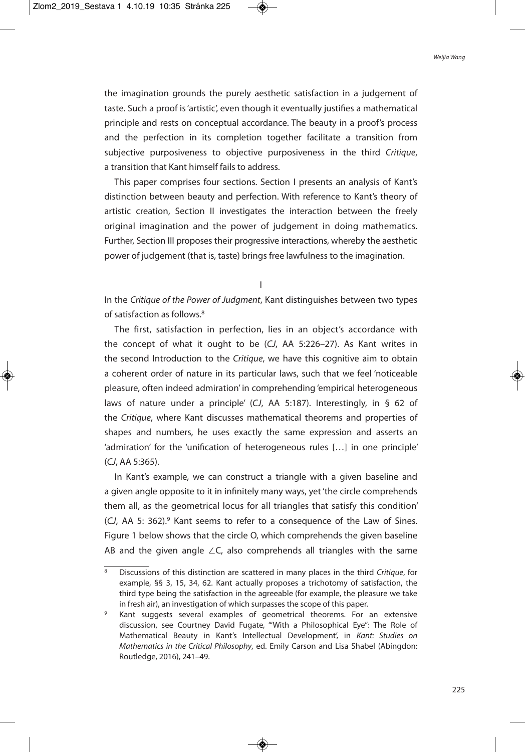the imagination grounds the purely aesthetic satisfaction in a judgement of taste. Such a proof is 'artistic', even though it eventually justifies a mathematical principle and rests on conceptual accordance. The beauty in a proof's process and the perfection in its completion together facilitate a transition from subjective purposiveness to objective purposiveness in the third *Critique*, a transition that Kant himself fails to address.

This paper comprises four sections. Section I presents an analysis of Kant's distinction between beauty and perfection. With reference to Kant's theory of artistic creation, Section II investigates the interaction between the freely original imagination and the power of judgement in doing mathematics. Further, Section III proposes their progressive interactions, whereby the aesthetic power of judgement (that is, taste) brings free lawfulness to the imagination.

## I

In the *Critique of the Power of Judgment*, Kant distinguishes between two types of satisfaction as follows.[8]

The first, satisfaction in perfection, lies in an object's accordance with the concept of what it ought to be (*CJ*, AA 5:226–27). As Kant writes in the second Introduction to the *Critique*, we have this cognitive aim to obtain a coherent order of nature in its particular laws, such that we feel 'noticeable pleasure, often indeed admiration' in comprehending 'empirical heterogeneous laws of nature under a principle' (*CJ*, AA 5:187). Interestingly, in § 62 of the *Critique*, where Kant discusses mathematical theorems and properties of shapes and numbers, he uses exactly the same expression and asserts an 'admiration' for the 'unification of heterogeneous rules […] in one principle' (*CJ*, AA 5:365).

In Kant's example, we can construct a triangle with a given baseline and a given angle opposite to it in infinitely many ways, yet 'the circle comprehends them all, as the geometrical locus for all triangles that satisfy this condition' (*CJ*, AA 5: 362).[9] Kant seems to refer to a consequence of the Law of Sines. Figure 1 below shows that the circle O, which comprehends the given baseline AB and the given angle ∠C, also comprehends all triangles with the same

---

[8] Discussions of this distinction are scattered in many places in the third *Critique*, for example, §§ 3, 15, 34, 62. Kant actually proposes a trichotomy of satisfaction, the third type being the satisfaction in the agreeable (for example, the pleasure we take in fresh air), an investigation of which surpasses the scope of this paper.

[9] Kant suggests several examples of geometrical theorems. For an extensive discussion, see Courtney David Fugate, '"With a Philosophical Eye": The Role of Mathematical Beauty in Kant's Intellectual Development', in *Kant: Studies on Mathematics in the Critical Philosophy*, ed. Emily Carson and Lisa Shabel (Abingdon: Routledge, 2016), 241–49.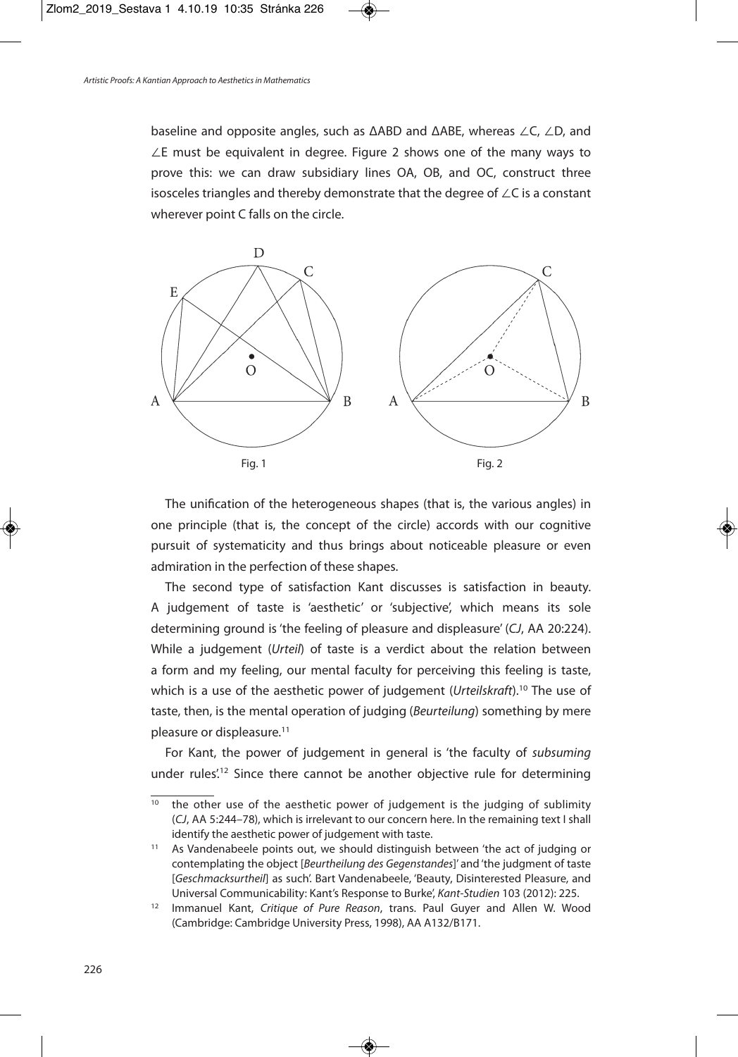baseline and opposite angles, such as ΔABD and ΔABE, whereas ∠C, ∠D, and ∠E must be equivalent in degree. Figure 2 shows one of the many ways to prove this: we can draw subsidiary lines OA, OB, and OC, construct three isosceles triangles and thereby demonstrate that the degree of ∠C is a constant wherever point C falls on the circle.

Fig. 1

Fig. 2

The unification of the heterogeneous shapes (that is, the various angles) in one principle (that is, the concept of the circle) accords with our cognitive pursuit of systematicity and thus brings about noticeable pleasure or even admiration in the perfection of these shapes.

The second type of satisfaction Kant discusses is satisfaction in beauty. A judgement of taste is 'aesthetic' or 'subjective', which means its sole determining ground is 'the feeling of pleasure and displeasure' (*CJ*, AA 20:224). While a judgement (*Urteil*) of taste is a verdict about the relation between a form and my feeling, our mental faculty for perceiving this feeling is taste, which is a use of the aesthetic power of judgement (*Urteilskraft*).[10] The use of taste, then, is the mental operation of judging (*Beurteilung*) something by mere pleasure or displeasure.[11]

For Kant, the power of judgement in general is 'the faculty of *subsuming* under rules'.[12] Since there cannot be another objective rule for determining

---

[10] the other use of the aesthetic power of judgement is the judging of sublimity (*CJ*, AA 5:244–78), which is irrelevant to our concern here. In the remaining text I shall identify the aesthetic power of judgement with taste.

[11] As Vandenabeele points out, we should distinguish between 'the act of judging or contemplating the object [*Beurtheilung des Gegenstandes*]' and 'the judgment of taste [*Geschmacksurtheil*] as such'. Bart Vandenabeele, 'Beauty, Disinterested Pleasure, and Universal Communicability: Kant's Response to Burke', *Kant-Studien* 103 (2012): 225.

[12] Immanuel Kant, *Critique of Pure Reason*, trans. Paul Guyer and Allen W. Wood (Cambridge: Cambridge University Press, 1998), AA A132/B171.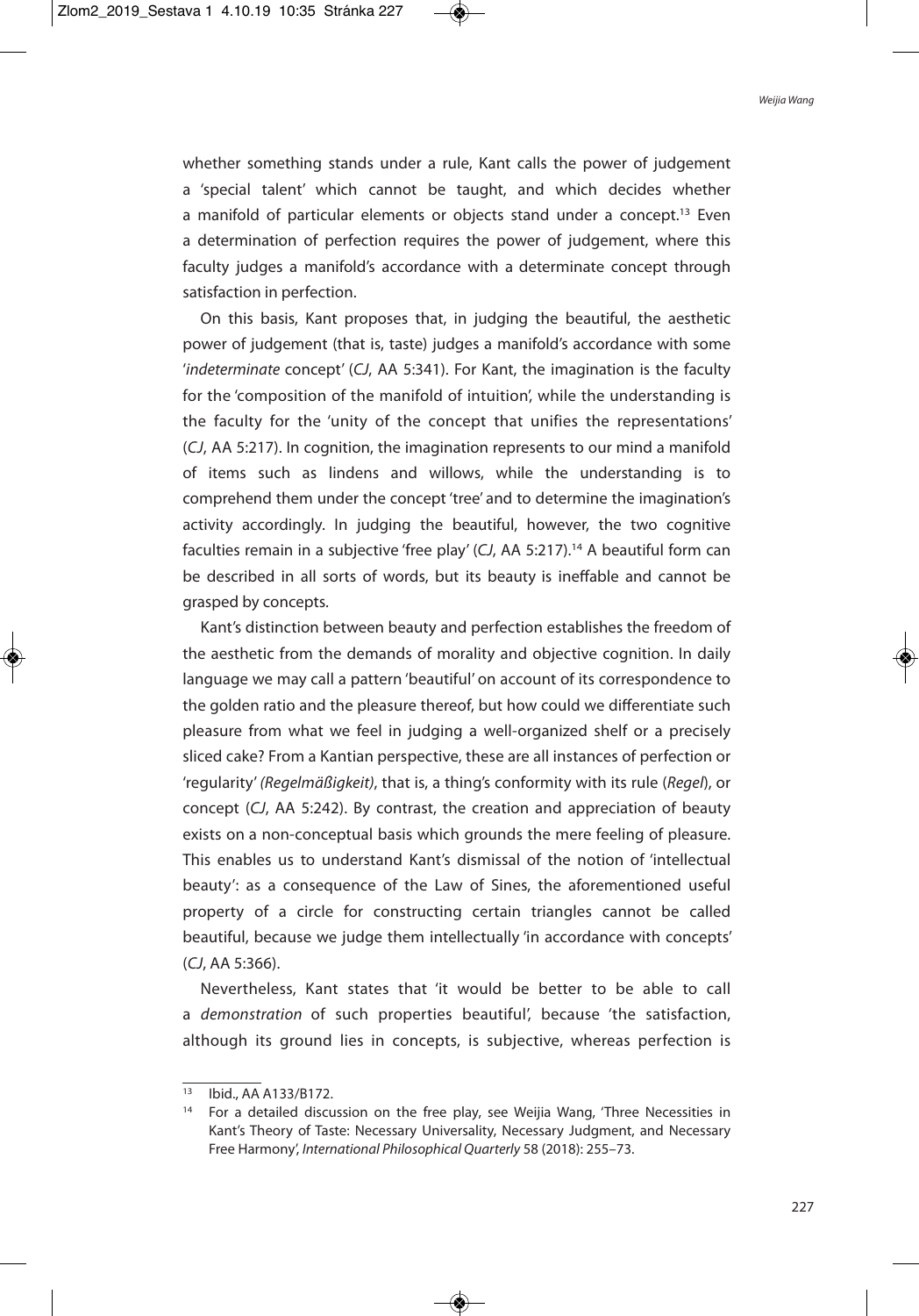whether something stands under a rule, Kant calls the power of judgement a 'special talent' which cannot be taught, and which decides whether a manifold of particular elements or objects stand under a concept.[13] Even a determination of perfection requires the power of judgement, where this faculty judges a manifold's accordance with a determinate concept through satisfaction in perfection.

On this basis, Kant proposes that, in judging the beautiful, the aesthetic power of judgement (that is, taste) judges a manifold's accordance with some '*indeterminate* concept' (*CJ*, AA 5:341). For Kant, the imagination is the faculty for the 'composition of the manifold of intuition', while the understanding is the faculty for the 'unity of the concept that unifies the representations' (*CJ*, AA 5:217). In cognition, the imagination represents to our mind a manifold of items such as lindens and willows, while the understanding is to comprehend them under the concept 'tree' and to determine the imagination's activity accordingly. In judging the beautiful, however, the two cognitive faculties remain in a subjective 'free play' (*CJ*, AA 5:217).[14] A beautiful form can be described in all sorts of words, but its beauty is ineffable and cannot be grasped by concepts.

Kant's distinction between beauty and perfection establishes the freedom of the aesthetic from the demands of morality and objective cognition. In daily language we may call a pattern 'beautiful' on account of its correspondence to the golden ratio and the pleasure thereof, but how could we differentiate such pleasure from what we feel in judging a well-organized shelf or a precisely sliced cake? From a Kantian perspective, these are all instances of perfection or 'regularity' *(Regelmäßigkeit)*, that is, a thing's conformity with its rule (*Regel*), or concept (*CJ*, AA 5:242). By contrast, the creation and appreciation of beauty exists on a non-conceptual basis which grounds the mere feeling of pleasure. This enables us to understand Kant's dismissal of the notion of 'intellectual beauty': as a consequence of the Law of Sines, the aforementioned useful property of a circle for constructing certain triangles cannot be called beautiful, because we judge them intellectually 'in accordance with concepts' (*CJ*, AA 5:366).

Nevertheless, Kant states that 'it would be better to be able to call a *demonstration* of such properties beautiful', because 'the satisfaction, although its ground lies in concepts, is subjective, whereas perfection is

---

[13] Ibid., AA A133/B172.

[14] For a detailed discussion on the free play, see Weijia Wang, 'Three Necessities in Kant's Theory of Taste: Necessary Universality, Necessary Judgment, and Necessary Free Harmony', *International Philosophical Quarterly* 58 (2018): 255–73.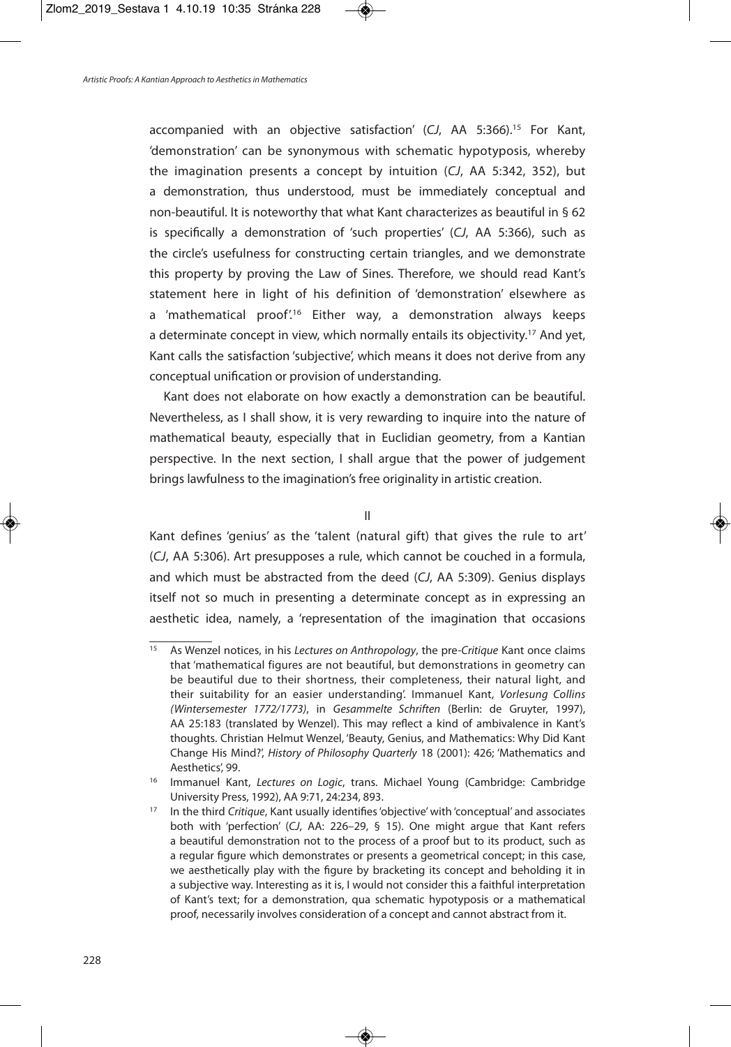accompanied with an objective satisfaction' (*CJ*, AA 5:366).[15] For Kant, 'demonstration' can be synonymous with schematic hypotyposis, whereby the imagination presents a concept by intuition (*CJ*, AA 5:342, 352), but a demonstration, thus understood, must be immediately conceptual and non-beautiful. It is noteworthy that what Kant characterizes as beautiful in § 62 is specifically a demonstration of 'such properties' (*CJ*, AA 5:366), such as the circle's usefulness for constructing certain triangles, and we demonstrate this property by proving the Law of Sines. Therefore, we should read Kant's statement here in light of his definition of 'demonstration' elsewhere as a 'mathematical proof'.[16] Either way, a demonstration always keeps a determinate concept in view, which normally entails its objectivity.[17] And yet, Kant calls the satisfaction 'subjective', which means it does not derive from any conceptual unification or provision of understanding.

Kant does not elaborate on how exactly a demonstration can be beautiful. Nevertheless, as I shall show, it is very rewarding to inquire into the nature of mathematical beauty, especially that in Euclidian geometry, from a Kantian perspective. In the next section, I shall argue that the power of judgement brings lawfulness to the imagination's free originality in artistic creation.

## II

Kant defines 'genius' as the 'talent (natural gift) that gives the rule to art' (*CJ*, AA 5:306). Art presupposes a rule, which cannot be couched in a formula, and which must be abstracted from the deed (*CJ*, AA 5:309). Genius displays itself not so much in presenting a determinate concept as in expressing an aesthetic idea, namely, a 'representation of the imagination that occasions

---

[15] As Wenzel notices, in his *Lectures on Anthropology*, the pre-*Critique* Kant once claims that 'mathematical figures are not beautiful, but demonstrations in geometry can be beautiful due to their shortness, their completeness, their natural light, and their suitability for an easier understanding'. Immanuel Kant, *Vorlesung Collins (Wintersemester 1772/1773)*, in *Gesammelte Schriften* (Berlin: de Gruyter, 1997), AA 25:183 (translated by Wenzel). This may reflect a kind of ambivalence in Kant's thoughts. Christian Helmut Wenzel, 'Beauty, Genius, and Mathematics: Why Did Kant Change His Mind?', *History of Philosophy Quarterly* 18 (2001): 426; 'Mathematics and Aesthetics', 99.

[16] Immanuel Kant, *Lectures on Logic*, trans. Michael Young (Cambridge: Cambridge University Press, 1992), AA 9:71, 24:234, 893.

[17] In the third *Critique*, Kant usually identifies 'objective' with 'conceptual' and associates both with 'perfection' (*CJ*, AA: 226–29, § 15). One might argue that Kant refers a beautiful demonstration not to the process of a proof but to its product, such as a regular figure which demonstrates or presents a geometrical concept; in this case, we aesthetically play with the figure by bracketing its concept and beholding it in a subjective way. Interesting as it is, I would not consider this a faithful interpretation of Kant's text; for a demonstration, qua schematic hypotyposis or a mathematical proof, necessarily involves consideration of a concept and cannot abstract from it.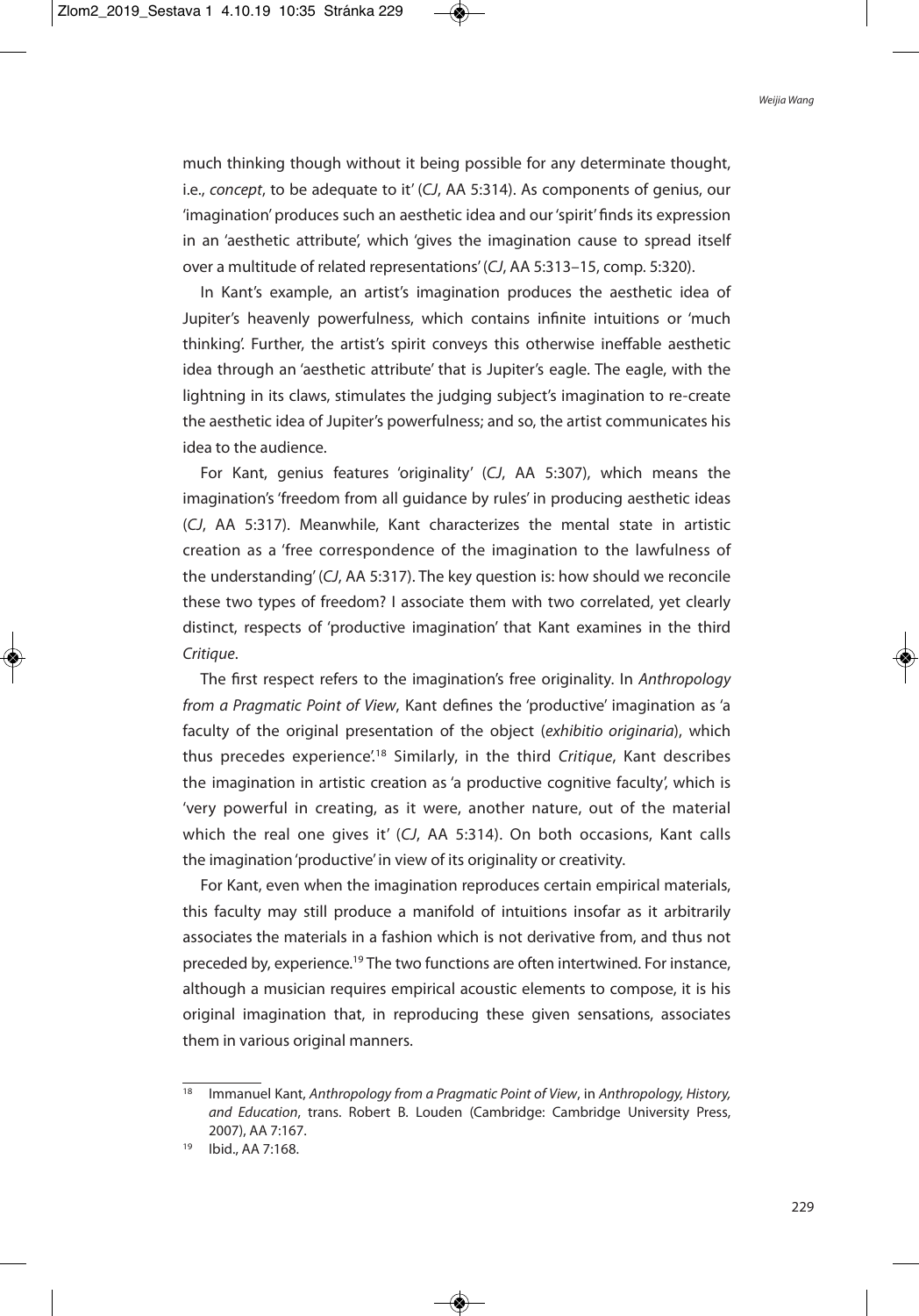much thinking though without it being possible for any determinate thought, i.e., *concept*, to be adequate to it' (*CJ*, AA 5:314). As components of genius, our 'imagination' produces such an aesthetic idea and our 'spirit' finds its expression in an 'aesthetic attribute', which 'gives the imagination cause to spread itself over a multitude of related representations' (*CJ*, AA 5:313–15, comp. 5:320).

In Kant's example, an artist's imagination produces the aesthetic idea of Jupiter's heavenly powerfulness, which contains infinite intuitions or 'much thinking'. Further, the artist's spirit conveys this otherwise ineffable aesthetic idea through an 'aesthetic attribute' that is Jupiter's eagle. The eagle, with the lightning in its claws, stimulates the judging subject's imagination to re-create the aesthetic idea of Jupiter's powerfulness; and so, the artist communicates his idea to the audience.

For Kant, genius features 'originality' (*CJ*, AA 5:307), which means the imagination's 'freedom from all guidance by rules' in producing aesthetic ideas (*CJ*, AA 5:317). Meanwhile, Kant characterizes the mental state in artistic creation as a 'free correspondence of the imagination to the lawfulness of the understanding' (*CJ*, AA 5:317). The key question is: how should we reconcile these two types of freedom? I associate them with two correlated, yet clearly distinct, respects of 'productive imagination' that Kant examines in the third *Critique*.

The first respect refers to the imagination's free originality. In *Anthropology from a Pragmatic Point of View*, Kant defines the 'productive' imagination as 'a faculty of the original presentation of the object (*exhibitio originaria*), which thus precedes experience'.[18] Similarly, in the third *Critique*, Kant describes the imagination in artistic creation as 'a productive cognitive faculty', which is 'very powerful in creating, as it were, another nature, out of the material which the real one gives it' (*CJ*, AA 5:314). On both occasions, Kant calls the imagination 'productive' in view of its originality or creativity.

For Kant, even when the imagination reproduces certain empirical materials, this faculty may still produce a manifold of intuitions insofar as it arbitrarily associates the materials in a fashion which is not derivative from, and thus not preceded by, experience.[19] The two functions are often intertwined. For instance, although a musician requires empirical acoustic elements to compose, it is his original imagination that, in reproducing these given sensations, associates them in various original manners.

---

[18] Immanuel Kant, *Anthropology from a Pragmatic Point of View*, in *Anthropology, History, and Education*, trans. Robert B. Louden (Cambridge: Cambridge University Press, 2007), AA 7:167.

[19] Ibid., AA 7:168.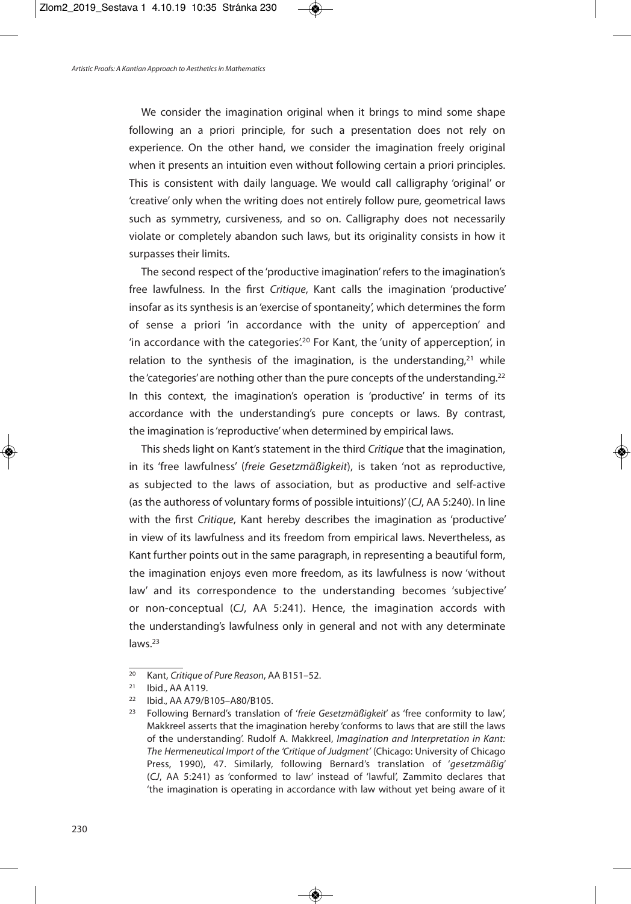We consider the imagination original when it brings to mind some shape following an a priori principle, for such a presentation does not rely on experience. On the other hand, we consider the imagination freely original when it presents an intuition even without following certain a priori principles. This is consistent with daily language. We would call calligraphy 'original' or 'creative' only when the writing does not entirely follow pure, geometrical laws such as symmetry, cursiveness, and so on. Calligraphy does not necessarily violate or completely abandon such laws, but its originality consists in how it surpasses their limits.

The second respect of the 'productive imagination' refers to the imagination's free lawfulness. In the first *Critique*, Kant calls the imagination 'productive' insofar as its synthesis is an 'exercise of spontaneity', which determines the form of sense a priori 'in accordance with the unity of apperception' and 'in accordance with the categories'.[20] For Kant, the 'unity of apperception', in relation to the synthesis of the imagination, is the understanding,[21] while the 'categories' are nothing other than the pure concepts of the understanding.[22] In this context, the imagination's operation is 'productive' in terms of its accordance with the understanding's pure concepts or laws. By contrast, the imagination is 'reproductive' when determined by empirical laws.

This sheds light on Kant's statement in the third *Critique* that the imagination, in its 'free lawfulness' (*freie Gesetzmäßigkeit*), is taken 'not as reproductive, as subjected to the laws of association, but as productive and self-active (as the authoress of voluntary forms of possible intuitions)' (*CJ*, AA 5:240). In line with the first *Critique*, Kant hereby describes the imagination as 'productive' in view of its lawfulness and its freedom from empirical laws. Nevertheless, as Kant further points out in the same paragraph, in representing a beautiful form, the imagination enjoys even more freedom, as its lawfulness is now 'without law' and its correspondence to the understanding becomes 'subjective' or non-conceptual (*CJ*, AA 5:241). Hence, the imagination accords with the understanding's lawfulness only in general and not with any determinate laws.[23]

---

[20] Kant, *Critique of Pure Reason*, AA B151–52.

[21] Ibid., AA A119.

[22] Ibid., AA A79/B105–A80/B105.

[23] Following Bernard's translation of '*freie Gesetzmäßigkeit*' as 'free conformity to law', Makkreel asserts that the imagination hereby 'conforms to laws that are still the laws of the understanding'. Rudolf A. Makkreel, *Imagination and Interpretation in Kant: The Hermeneutical Import of the 'Critique of Judgment'* (Chicago: University of Chicago Press, 1990), 47. Similarly, following Bernard's translation of '*gesetzmäßig*' (*CJ*, AA 5:241) as 'conformed to law' instead of 'lawful', Zammito declares that 'the imagination is operating in accordance with law without yet being aware of it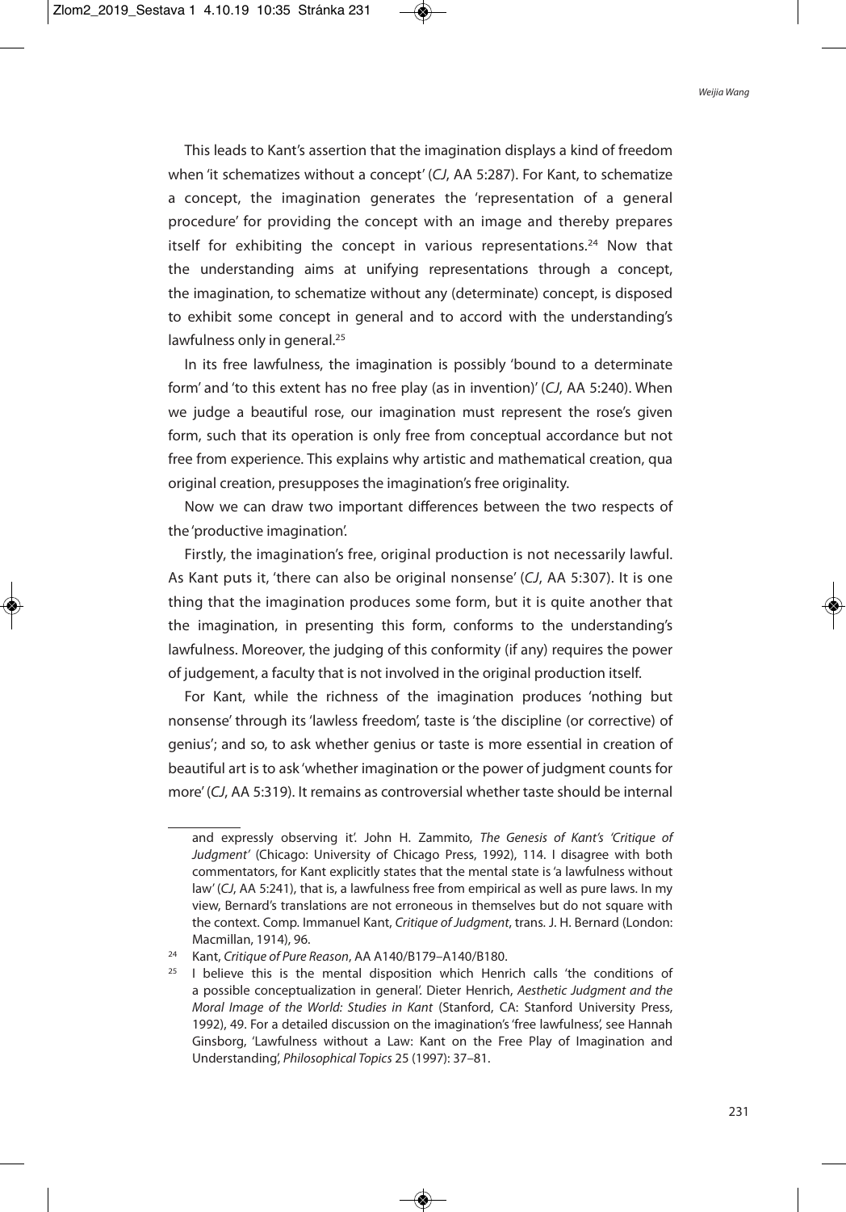This leads to Kant's assertion that the imagination displays a kind of freedom when 'it schematizes without a concept' (*CJ*, AA 5:287). For Kant, to schematize a concept, the imagination generates the 'representation of a general procedure' for providing the concept with an image and thereby prepares itself for exhibiting the concept in various representations.[24] Now that the understanding aims at unifying representations through a concept, the imagination, to schematize without any (determinate) concept, is disposed to exhibit some concept in general and to accord with the understanding's lawfulness only in general.[25]

In its free lawfulness, the imagination is possibly 'bound to a determinate form' and 'to this extent has no free play (as in invention)' (*CJ*, AA 5:240). When we judge a beautiful rose, our imagination must represent the rose's given form, such that its operation is only free from conceptual accordance but not free from experience. This explains why artistic and mathematical creation, qua original creation, presupposes the imagination's free originality.

Now we can draw two important differences between the two respects of the 'productive imagination'.

Firstly, the imagination's free, original production is not necessarily lawful. As Kant puts it, 'there can also be original nonsense' (*CJ*, AA 5:307). It is one thing that the imagination produces some form, but it is quite another that the imagination, in presenting this form, conforms to the understanding's lawfulness. Moreover, the judging of this conformity (if any) requires the power of judgement, a faculty that is not involved in the original production itself.

For Kant, while the richness of the imagination produces 'nothing but nonsense' through its 'lawless freedom', taste is 'the discipline (or corrective) of genius'; and so, to ask whether genius or taste is more essential in creation of beautiful art is to ask 'whether imagination or the power of judgment counts for more' (*CJ*, AA 5:319). It remains as controversial whether taste should be internal

---

and expressly observing it'. John H. Zammito, *The Genesis of Kant's 'Critique of Judgment'* (Chicago: University of Chicago Press, 1992), 114. I disagree with both commentators, for Kant explicitly states that the mental state is 'a lawfulness without law' (*CJ*, AA 5:241), that is, a lawfulness free from empirical as well as pure laws. In my view, Bernard's translations are not erroneous in themselves but do not square with the context. Comp. Immanuel Kant, *Critique of Judgment*, trans. J. H. Bernard (London: Macmillan, 1914), 96.

[24] Kant, *Critique of Pure Reason*, AA A140/B179–A140/B180.

[25] I believe this is the mental disposition which Henrich calls 'the conditions of a possible conceptualization in general'. Dieter Henrich, *Aesthetic Judgment and the Moral Image of the World: Studies in Kant* (Stanford, CA: Stanford University Press, 1992), 49. For a detailed discussion on the imagination's 'free lawfulness', see Hannah Ginsborg, 'Lawfulness without a Law: Kant on the Free Play of Imagination and Understanding', *Philosophical Topics* 25 (1997): 37–81.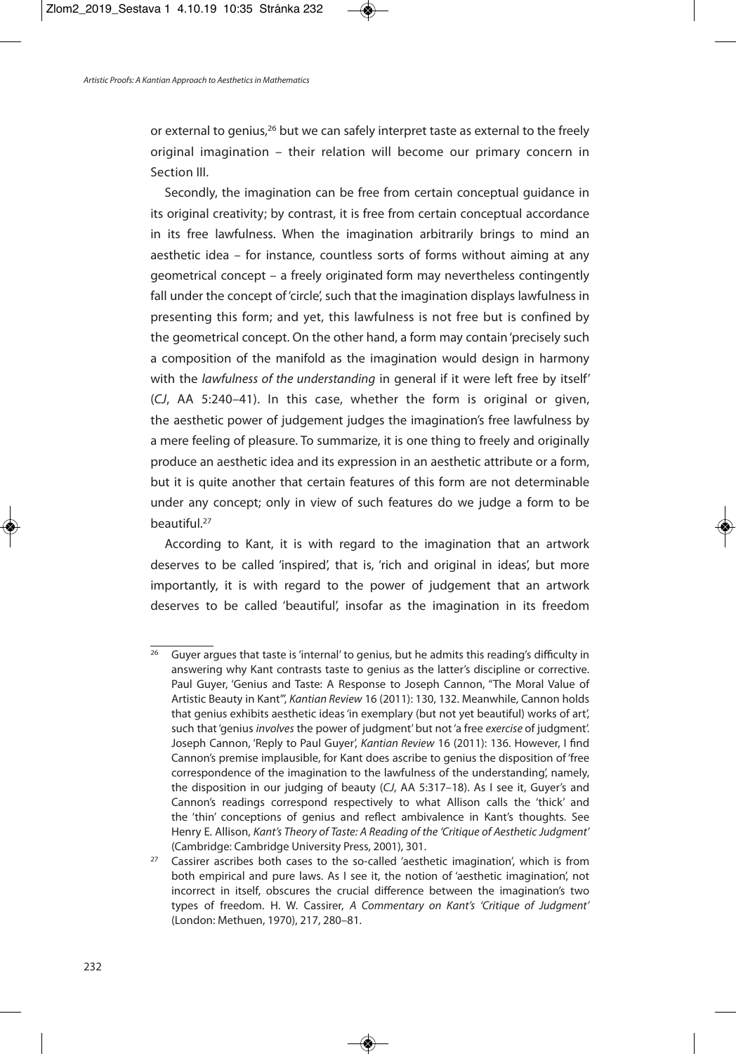or external to genius,[26] but we can safely interpret taste as external to the freely original imagination – their relation will become our primary concern in Section III.

Secondly, the imagination can be free from certain conceptual guidance in its original creativity; by contrast, it is free from certain conceptual accordance in its free lawfulness. When the imagination arbitrarily brings to mind an aesthetic idea – for instance, countless sorts of forms without aiming at any geometrical concept – a freely originated form may nevertheless contingently fall under the concept of 'circle', such that the imagination displays lawfulness in presenting this form; and yet, this lawfulness is not free but is confined by the geometrical concept. On the other hand, a form may contain 'precisely such a composition of the manifold as the imagination would design in harmony with the *lawfulness of the understanding* in general if it were left free by itself' (*CJ*, AA 5:240–41). In this case, whether the form is original or given, the aesthetic power of judgement judges the imagination's free lawfulness by a mere feeling of pleasure. To summarize, it is one thing to freely and originally produce an aesthetic idea and its expression in an aesthetic attribute or a form, but it is quite another that certain features of this form are not determinable under any concept; only in view of such features do we judge a form to be beautiful.[27]

According to Kant, it is with regard to the imagination that an artwork deserves to be called 'inspired', that is, 'rich and original in ideas', but more importantly, it is with regard to the power of judgement that an artwork deserves to be called 'beautiful', insofar as the imagination in its freedom

---

[26] Guyer argues that taste is 'internal' to genius, but he admits this reading's difficulty in answering why Kant contrasts taste to genius as the latter's discipline or corrective. Paul Guyer, 'Genius and Taste: A Response to Joseph Cannon, "The Moral Value of Artistic Beauty in Kant"', *Kantian Review* 16 (2011): 130, 132. Meanwhile, Cannon holds that genius exhibits aesthetic ideas 'in exemplary (but not yet beautiful) works of art', such that 'genius *involves* the power of judgment' but not 'a free *exercise* of judgment'. Joseph Cannon, 'Reply to Paul Guyer', *Kantian Review* 16 (2011): 136. However, I find Cannon's premise implausible, for Kant does ascribe to genius the disposition of 'free correspondence of the imagination to the lawfulness of the understanding', namely, the disposition in our judging of beauty (*CJ*, AA 5:317–18). As I see it, Guyer's and Cannon's readings correspond respectively to what Allison calls the 'thick' and the 'thin' conceptions of genius and reflect ambivalence in Kant's thoughts. See Henry E. Allison, *Kant's Theory of Taste: A Reading of the 'Critique of Aesthetic Judgment'* (Cambridge: Cambridge University Press, 2001), 301.

[27] Cassirer ascribes both cases to the so-called 'aesthetic imagination', which is from both empirical and pure laws. As I see it, the notion of 'aesthetic imagination', not incorrect in itself, obscures the crucial difference between the imagination's two types of freedom. H. W. Cassirer, *A Commentary on Kant's 'Critique of Judgment'* (London: Methuen, 1970), 217, 280–81.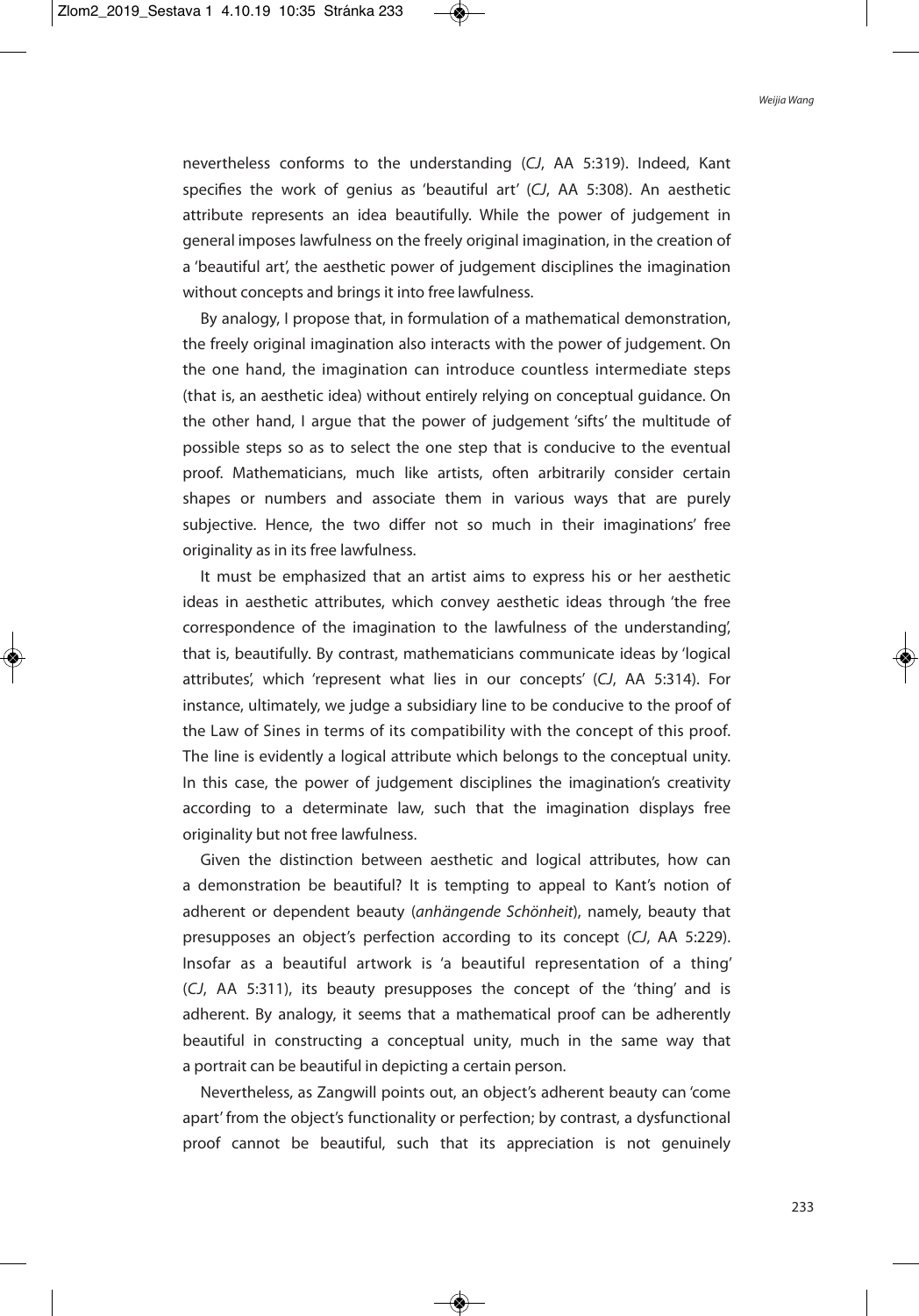nevertheless conforms to the understanding (*CJ*, AA 5:319). Indeed, Kant specifies the work of genius as 'beautiful art' (*CJ*, AA 5:308). An aesthetic attribute represents an idea beautifully. While the power of judgement in general imposes lawfulness on the freely original imagination, in the creation of a 'beautiful art', the aesthetic power of judgement disciplines the imagination without concepts and brings it into free lawfulness.

By analogy, I propose that, in formulation of a mathematical demonstration, the freely original imagination also interacts with the power of judgement. On the one hand, the imagination can introduce countless intermediate steps (that is, an aesthetic idea) without entirely relying on conceptual guidance. On the other hand, I argue that the power of judgement 'sifts' the multitude of possible steps so as to select the one step that is conducive to the eventual proof. Mathematicians, much like artists, often arbitrarily consider certain shapes or numbers and associate them in various ways that are purely subjective. Hence, the two differ not so much in their imaginations' free originality as in its free lawfulness.

It must be emphasized that an artist aims to express his or her aesthetic ideas in aesthetic attributes, which convey aesthetic ideas through 'the free correspondence of the imagination to the lawfulness of the understanding', that is, beautifully. By contrast, mathematicians communicate ideas by 'logical attributes', which 'represent what lies in our concepts' (*CJ*, AA 5:314). For instance, ultimately, we judge a subsidiary line to be conducive to the proof of the Law of Sines in terms of its compatibility with the concept of this proof. The line is evidently a logical attribute which belongs to the conceptual unity. In this case, the power of judgement disciplines the imagination's creativity according to a determinate law, such that the imagination displays free originality but not free lawfulness.

Given the distinction between aesthetic and logical attributes, how can a demonstration be beautiful? It is tempting to appeal to Kant's notion of adherent or dependent beauty (*anhängende Schönheit*), namely, beauty that presupposes an object's perfection according to its concept (*CJ*, AA 5:229). Insofar as a beautiful artwork is 'a beautiful representation of a thing' (*CJ*, AA 5:311), its beauty presupposes the concept of the 'thing' and is adherent. By analogy, it seems that a mathematical proof can be adherently beautiful in constructing a conceptual unity, much in the same way that a portrait can be beautiful in depicting a certain person.

Nevertheless, as Zangwill points out, an object's adherent beauty can 'come apart' from the object's functionality or perfection; by contrast, a dysfunctional proof cannot be beautiful, such that its appreciation is not genuinely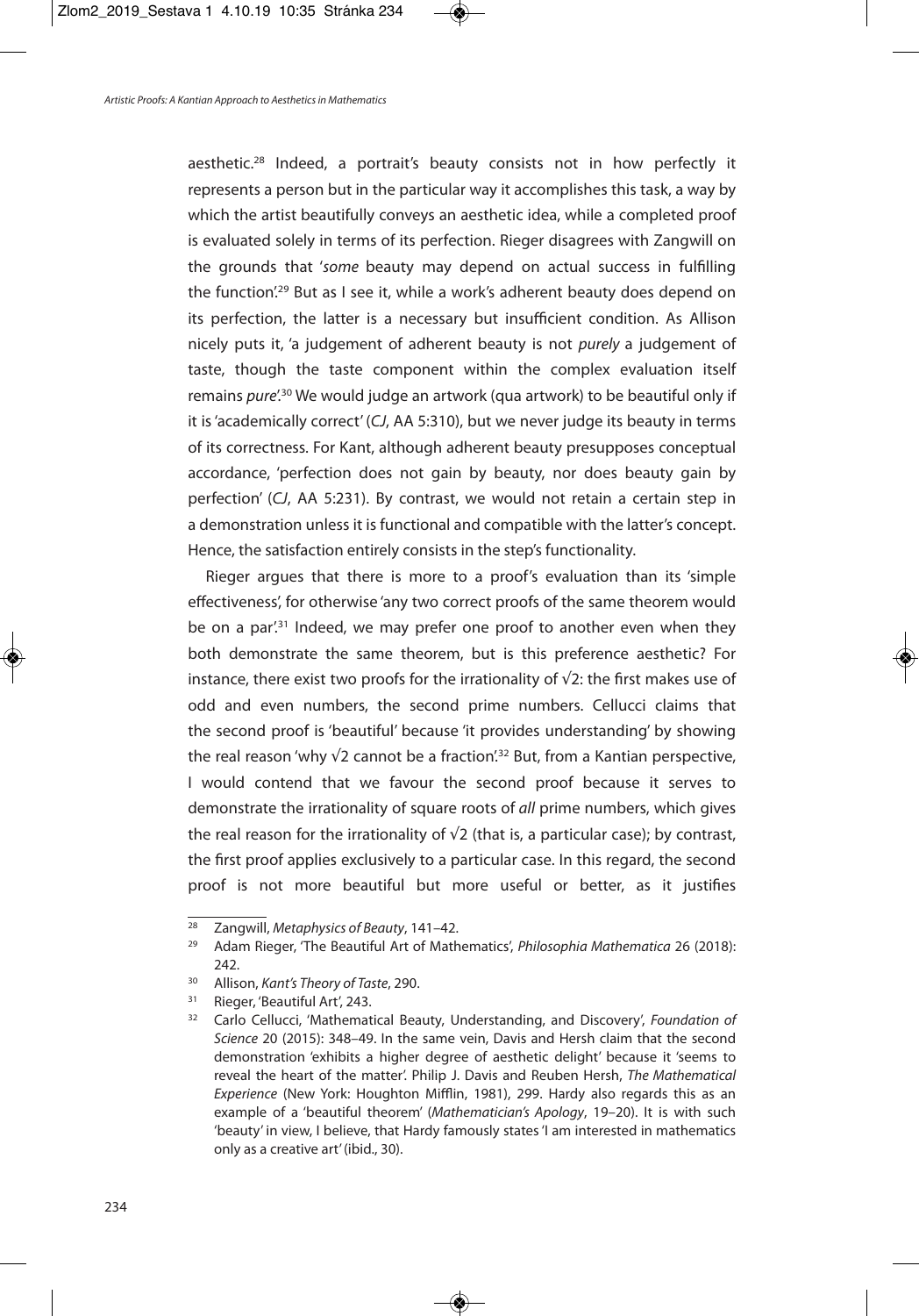aesthetic.[28] Indeed, a portrait's beauty consists not in how perfectly it represents a person but in the particular way it accomplishes this task, a way by which the artist beautifully conveys an aesthetic idea, while a completed proof is evaluated solely in terms of its perfection. Rieger disagrees with Zangwill on the grounds that '*some* beauty may depend on actual success in fulfilling the function'.[29] But as I see it, while a work's adherent beauty does depend on its perfection, the latter is a necessary but insufficient condition. As Allison nicely puts it, 'a judgement of adherent beauty is not *purely* a judgement of taste, though the taste component within the complex evaluation itself remains *pure*'.[30] We would judge an artwork (qua artwork) to be beautiful only if it is 'academically correct' (*CJ*, AA 5:310), but we never judge its beauty in terms of its correctness. For Kant, although adherent beauty presupposes conceptual accordance, 'perfection does not gain by beauty, nor does beauty gain by perfection' (*CJ*, AA 5:231). By contrast, we would not retain a certain step in a demonstration unless it is functional and compatible with the latter's concept. Hence, the satisfaction entirely consists in the step's functionality.

Rieger argues that there is more to a proof's evaluation than its 'simple effectiveness', for otherwise 'any two correct proofs of the same theorem would be on a par'.[31] Indeed, we may prefer one proof to another even when they both demonstrate the same theorem, but is this preference aesthetic? For instance, there exist two proofs for the irrationality of $\sqrt{2}$: the first makes use of odd and even numbers, the second prime numbers. Cellucci claims that the second proof is 'beautiful' because 'it provides understanding' by showing the real reason 'why $\sqrt{2}$ cannot be a fraction'.[32] But, from a Kantian perspective, I would contend that we favour the second proof because it serves to demonstrate the irrationality of square roots of *all* prime numbers, which gives the real reason for the irrationality of $\sqrt{2}$ (that is, a particular case); by contrast, the first proof applies exclusively to a particular case. In this regard, the second proof is not more beautiful but more useful or better, as it justifies

---

[28] Zangwill, *Metaphysics of Beauty*, 141–42.

[29] Adam Rieger, 'The Beautiful Art of Mathematics', *Philosophia Mathematica* 26 (2018): 242.

[30] Allison, *Kant's Theory of Taste*, 290.

[31] Rieger, 'Beautiful Art', 243.

[32] Carlo Cellucci, 'Mathematical Beauty, Understanding, and Discovery', *Foundation of Science* 20 (2015): 348–49. In the same vein, Davis and Hersh claim that the second demonstration 'exhibits a higher degree of aesthetic delight' because it 'seems to reveal the heart of the matter'. Philip J. Davis and Reuben Hersh, *The Mathematical Experience* (New York: Houghton Mifflin, 1981), 299. Hardy also regards this as an example of a 'beautiful theorem' (*Mathematician's Apology*, 19–20). It is with such 'beauty' in view, I believe, that Hardy famously states 'I am interested in mathematics only as a creative art' (ibid., 30).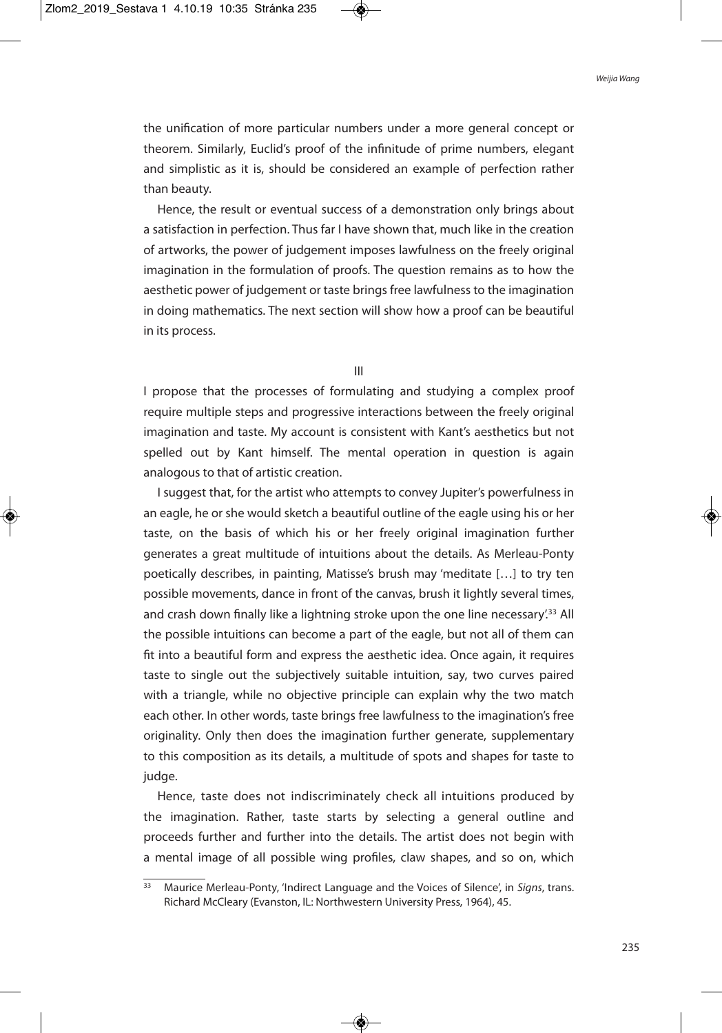the unification of more particular numbers under a more general concept or theorem. Similarly, Euclid's proof of the infinitude of prime numbers, elegant and simplistic as it is, should be considered an example of perfection rather than beauty.

Hence, the result or eventual success of a demonstration only brings about a satisfaction in perfection. Thus far I have shown that, much like in the creation of artworks, the power of judgement imposes lawfulness on the freely original imagination in the formulation of proofs. The question remains as to how the aesthetic power of judgement or taste brings free lawfulness to the imagination in doing mathematics. The next section will show how a proof can be beautiful in its process.

## III

I propose that the processes of formulating and studying a complex proof require multiple steps and progressive interactions between the freely original imagination and taste. My account is consistent with Kant's aesthetics but not spelled out by Kant himself. The mental operation in question is again analogous to that of artistic creation.

I suggest that, for the artist who attempts to convey Jupiter's powerfulness in an eagle, he or she would sketch a beautiful outline of the eagle using his or her taste, on the basis of which his or her freely original imagination further generates a great multitude of intuitions about the details. As Merleau-Ponty poetically describes, in painting, Matisse's brush may 'meditate […] to try ten possible movements, dance in front of the canvas, brush it lightly several times, and crash down finally like a lightning stroke upon the one line necessary'.[33] All the possible intuitions can become a part of the eagle, but not all of them can fit into a beautiful form and express the aesthetic idea. Once again, it requires taste to single out the subjectively suitable intuition, say, two curves paired with a triangle, while no objective principle can explain why the two match each other. In other words, taste brings free lawfulness to the imagination's free originality. Only then does the imagination further generate, supplementary to this composition as its details, a multitude of spots and shapes for taste to judge.

Hence, taste does not indiscriminately check all intuitions produced by the imagination. Rather, taste starts by selecting a general outline and proceeds further and further into the details. The artist does not begin with a mental image of all possible wing profiles, claw shapes, and so on, which

[33] Maurice Merleau-Ponty, 'Indirect Language and the Voices of Silence', in *Signs*, trans. Richard McCleary (Evanston, IL: Northwestern University Press, 1964), 45.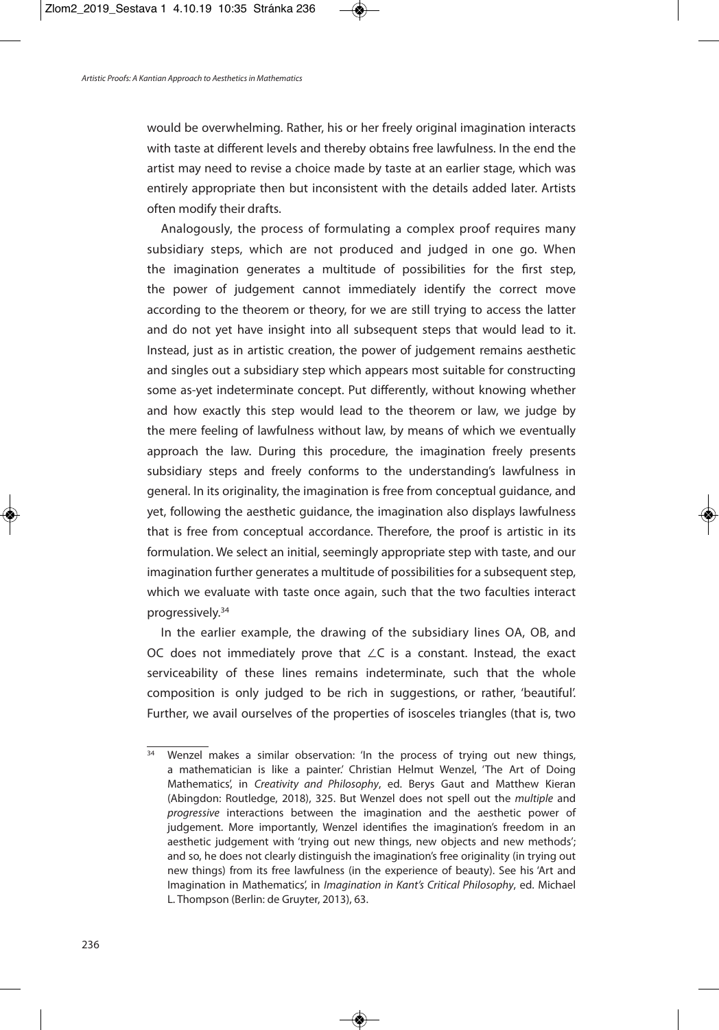would be overwhelming. Rather, his or her freely original imagination interacts with taste at different levels and thereby obtains free lawfulness. In the end the artist may need to revise a choice made by taste at an earlier stage, which was entirely appropriate then but inconsistent with the details added later. Artists often modify their drafts.

Analogously, the process of formulating a complex proof requires many subsidiary steps, which are not produced and judged in one go. When the imagination generates a multitude of possibilities for the first step, the power of judgement cannot immediately identify the correct move according to the theorem or theory, for we are still trying to access the latter and do not yet have insight into all subsequent steps that would lead to it. Instead, just as in artistic creation, the power of judgement remains aesthetic and singles out a subsidiary step which appears most suitable for constructing some as-yet indeterminate concept. Put differently, without knowing whether and how exactly this step would lead to the theorem or law, we judge by the mere feeling of lawfulness without law, by means of which we eventually approach the law. During this procedure, the imagination freely presents subsidiary steps and freely conforms to the understanding's lawfulness in general. In its originality, the imagination is free from conceptual guidance, and yet, following the aesthetic guidance, the imagination also displays lawfulness that is free from conceptual accordance. Therefore, the proof is artistic in its formulation. We select an initial, seemingly appropriate step with taste, and our imagination further generates a multitude of possibilities for a subsequent step, which we evaluate with taste once again, such that the two faculties interact progressively.[34]

In the earlier example, the drawing of the subsidiary lines OA, OB, and OC does not immediately prove that $\angle C$ is a constant. Instead, the exact serviceability of these lines remains indeterminate, such that the whole composition is only judged to be rich in suggestions, or rather, 'beautiful'. Further, we avail ourselves of the properties of isosceles triangles (that is, two

---

[34] Wenzel makes a similar observation: 'In the process of trying out new things, a mathematician is like a painter.' Christian Helmut Wenzel, 'The Art of Doing Mathematics', in *Creativity and Philosophy*, ed. Berys Gaut and Matthew Kieran (Abingdon: Routledge, 2018), 325. But Wenzel does not spell out the *multiple* and *progressive* interactions between the imagination and the aesthetic power of judgement. More importantly, Wenzel identifies the imagination's freedom in an aesthetic judgement with 'trying out new things, new objects and new methods'; and so, he does not clearly distinguish the imagination's free originality (in trying out new things) from its free lawfulness (in the experience of beauty). See his 'Art and Imagination in Mathematics', in *Imagination in Kant's Critical Philosophy*, ed. Michael L. Thompson (Berlin: de Gruyter, 2013), 63.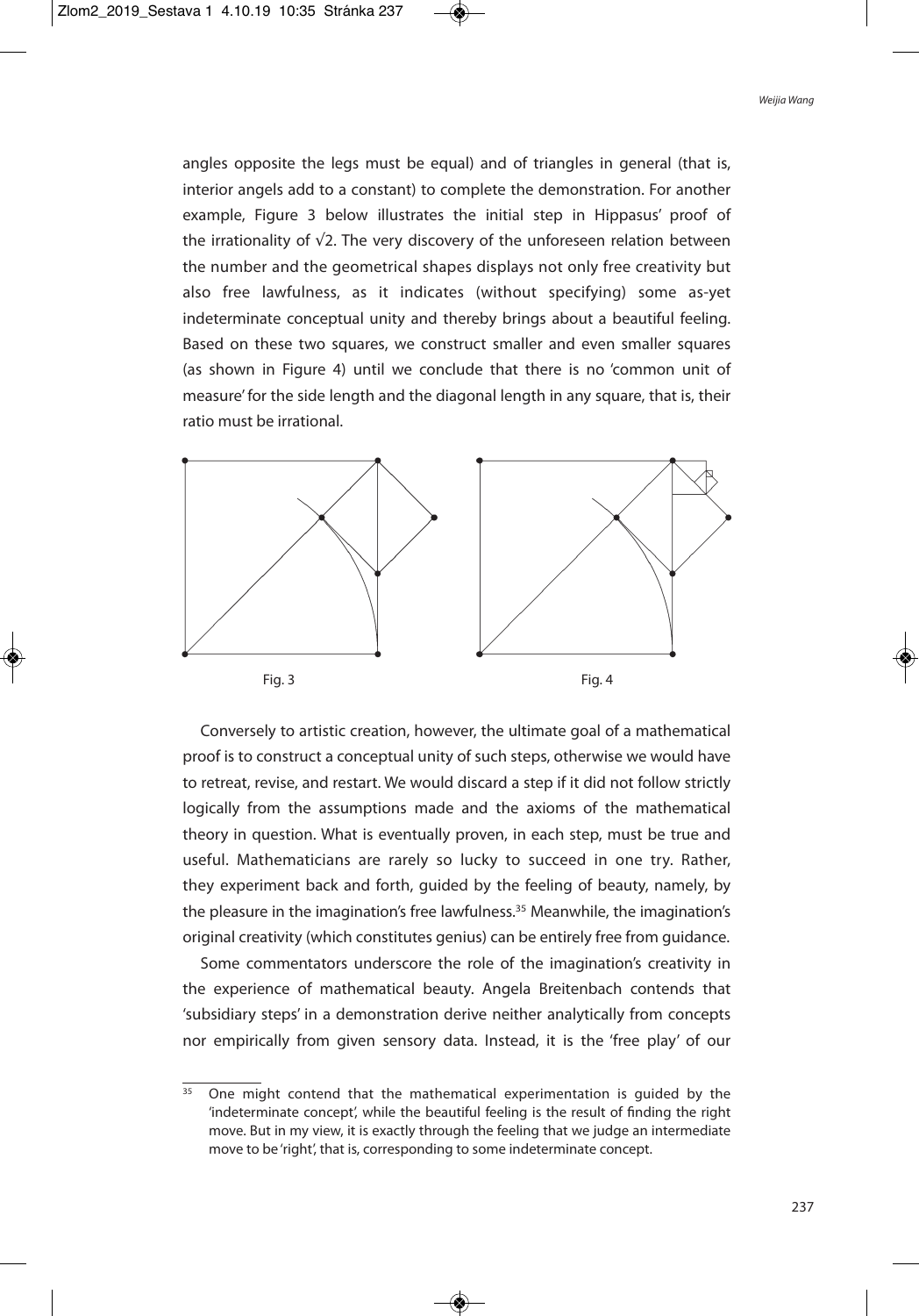angles opposite the legs must be equal) and of triangles in general (that is, interior angels add to a constant) to complete the demonstration. For another example, Figure 3 below illustrates the initial step in Hippasus' proof of the irrationality of √2. The very discovery of the unforeseen relation between the number and the geometrical shapes displays not only free creativity but also free lawfulness, as it indicates (without specifying) some as-yet indeterminate conceptual unity and thereby brings about a beautiful feeling. Based on these two squares, we construct smaller and even smaller squares (as shown in Figure 4) until we conclude that there is no 'common unit of measure' for the side length and the diagonal length in any square, that is, their ratio must be irrational.

Fig. 3

Fig. 4

Conversely to artistic creation, however, the ultimate goal of a mathematical proof is to construct a conceptual unity of such steps, otherwise we would have to retreat, revise, and restart. We would discard a step if it did not follow strictly logically from the assumptions made and the axioms of the mathematical theory in question. What is eventually proven, in each step, must be true and useful. Mathematicians are rarely so lucky to succeed in one try. Rather, they experiment back and forth, guided by the feeling of beauty, namely, by the pleasure in the imagination's free lawfulness.[35] Meanwhile, the imagination's original creativity (which constitutes genius) can be entirely free from guidance.

Some commentators underscore the role of the imagination's creativity in the experience of mathematical beauty. Angela Breitenbach contends that 'subsidiary steps' in a demonstration derive neither analytically from concepts nor empirically from given sensory data. Instead, it is the 'free play' of our

[35] One might contend that the mathematical experimentation is guided by the 'indeterminate concept', while the beautiful feeling is the result of finding the right move. But in my view, it is exactly through the feeling that we judge an intermediate move to be 'right', that is, corresponding to some indeterminate concept.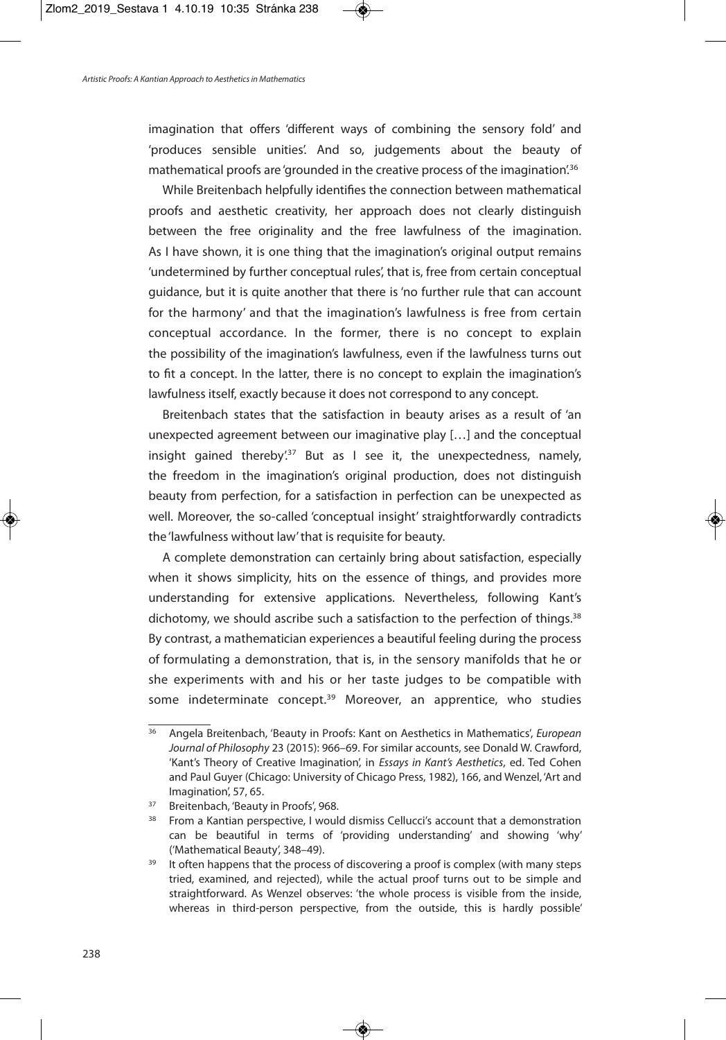imagination that offers 'different ways of combining the sensory fold' and 'produces sensible unities'. And so, judgements about the beauty of mathematical proofs are 'grounded in the creative process of the imagination'.[36]

While Breitenbach helpfully identifies the connection between mathematical proofs and aesthetic creativity, her approach does not clearly distinguish between the free originality and the free lawfulness of the imagination. As I have shown, it is one thing that the imagination's original output remains 'undetermined by further conceptual rules', that is, free from certain conceptual guidance, but it is quite another that there is 'no further rule that can account for the harmony' and that the imagination's lawfulness is free from certain conceptual accordance. In the former, there is no concept to explain the possibility of the imagination's lawfulness, even if the lawfulness turns out to fit a concept. In the latter, there is no concept to explain the imagination's lawfulness itself, exactly because it does not correspond to any concept.

Breitenbach states that the satisfaction in beauty arises as a result of 'an unexpected agreement between our imaginative play […] and the conceptual insight gained thereby'.[37] But as I see it, the unexpectedness, namely, the freedom in the imagination's original production, does not distinguish beauty from perfection, for a satisfaction in perfection can be unexpected as well. Moreover, the so-called 'conceptual insight' straightforwardly contradicts the 'lawfulness without law' that is requisite for beauty.

A complete demonstration can certainly bring about satisfaction, especially when it shows simplicity, hits on the essence of things, and provides more understanding for extensive applications. Nevertheless, following Kant's dichotomy, we should ascribe such a satisfaction to the perfection of things.[38] By contrast, a mathematician experiences a beautiful feeling during the process of formulating a demonstration, that is, in the sensory manifolds that he or she experiments with and his or her taste judges to be compatible with some indeterminate concept.[39] Moreover, an apprentice, who studies

---

[36] Angela Breitenbach, 'Beauty in Proofs: Kant on Aesthetics in Mathematics', *European Journal of Philosophy* 23 (2015): 966–69. For similar accounts, see Donald W. Crawford, 'Kant's Theory of Creative Imagination', in *Essays in Kant's Aesthetics*, ed. Ted Cohen and Paul Guyer (Chicago: University of Chicago Press, 1982), 166, and Wenzel, 'Art and Imagination', 57, 65.

[37] Breitenbach, 'Beauty in Proofs', 968.

[38] From a Kantian perspective, I would dismiss Cellucci's account that a demonstration can be beautiful in terms of 'providing understanding' and showing 'why' ('Mathematical Beauty', 348–49).

[39] It often happens that the process of discovering a proof is complex (with many steps tried, examined, and rejected), while the actual proof turns out to be simple and straightforward. As Wenzel observes: 'the whole process is visible from the inside, whereas in third-person perspective, from the outside, this is hardly possible'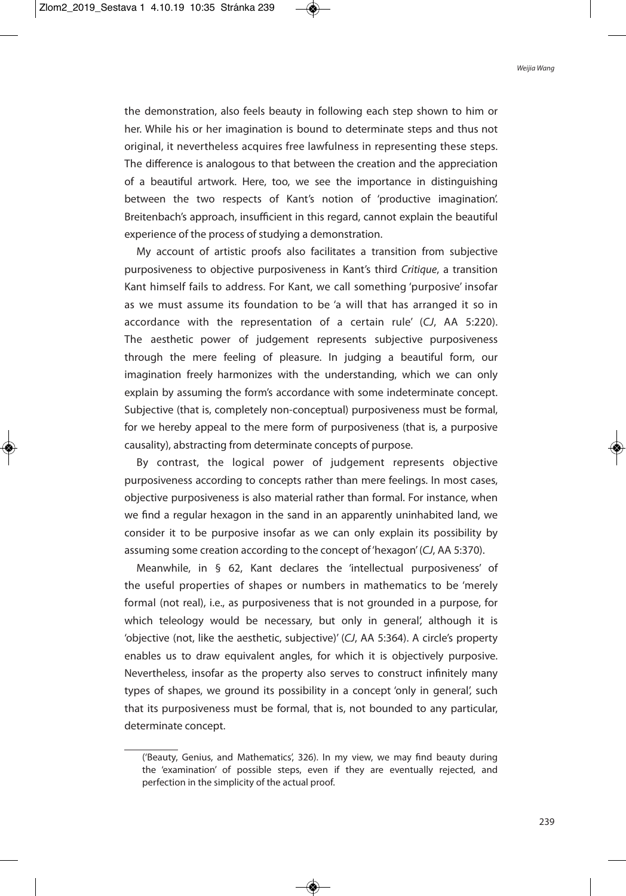the demonstration, also feels beauty in following each step shown to him or her. While his or her imagination is bound to determinate steps and thus not original, it nevertheless acquires free lawfulness in representing these steps. The difference is analogous to that between the creation and the appreciation of a beautiful artwork. Here, too, we see the importance in distinguishing between the two respects of Kant's notion of 'productive imagination'. Breitenbach's approach, insufficient in this regard, cannot explain the beautiful experience of the process of studying a demonstration.

My account of artistic proofs also facilitates a transition from subjective purposiveness to objective purposiveness in Kant's third *Critique*, a transition Kant himself fails to address. For Kant, we call something 'purposive' insofar as we must assume its foundation to be 'a will that has arranged it so in accordance with the representation of a certain rule' (*CJ*, AA 5:220). The aesthetic power of judgement represents subjective purposiveness through the mere feeling of pleasure. In judging a beautiful form, our imagination freely harmonizes with the understanding, which we can only explain by assuming the form's accordance with some indeterminate concept. Subjective (that is, completely non-conceptual) purposiveness must be formal, for we hereby appeal to the mere form of purposiveness (that is, a purposive causality), abstracting from determinate concepts of purpose.

By contrast, the logical power of judgement represents objective purposiveness according to concepts rather than mere feelings. In most cases, objective purposiveness is also material rather than formal. For instance, when we find a regular hexagon in the sand in an apparently uninhabited land, we consider it to be purposive insofar as we can only explain its possibility by assuming some creation according to the concept of 'hexagon' (*CJ*, AA 5:370).

Meanwhile, in § 62, Kant declares the 'intellectual purposiveness' of the useful properties of shapes or numbers in mathematics to be 'merely formal (not real), i.e., as purposiveness that is not grounded in a purpose, for which teleology would be necessary, but only in general', although it is 'objective (not, like the aesthetic, subjective)' (*CJ*, AA 5:364). A circle's property enables us to draw equivalent angles, for which it is objectively purposive. Nevertheless, insofar as the property also serves to construct infinitely many types of shapes, we ground its possibility in a concept 'only in general', such that its purposiveness must be formal, that is, not bounded to any particular, determinate concept.

---

('Beauty, Genius, and Mathematics', 326). In my view, we may find beauty during the 'examination' of possible steps, even if they are eventually rejected, and perfection in the simplicity of the actual proof.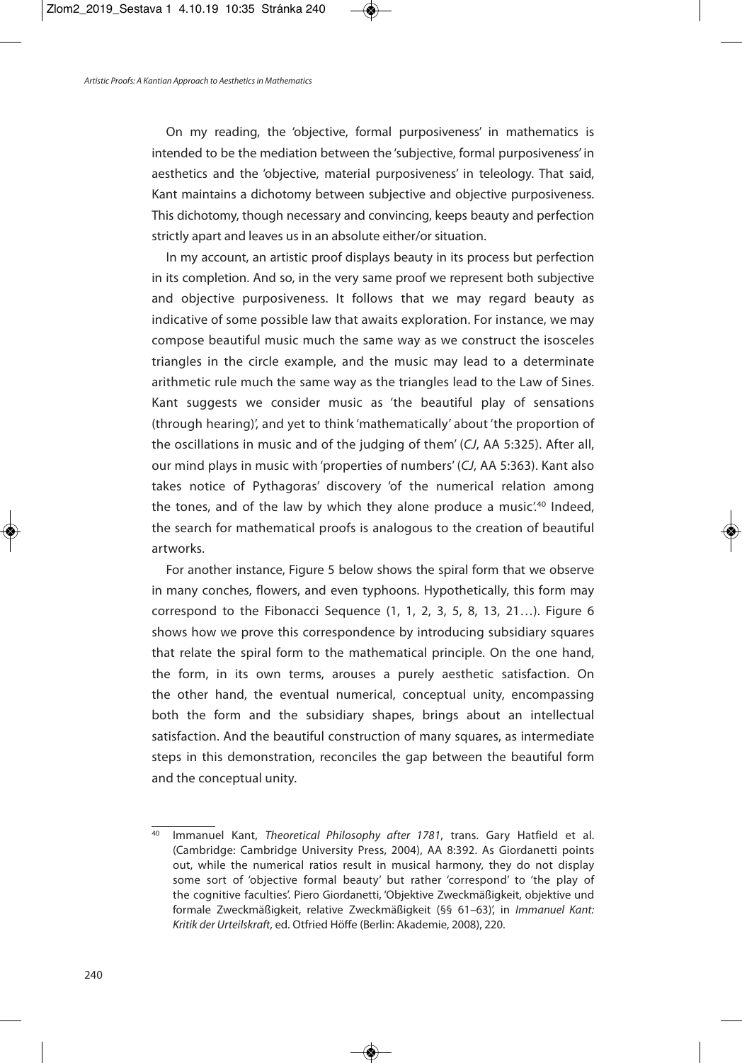On my reading, the 'objective, formal purposiveness' in mathematics is intended to be the mediation between the 'subjective, formal purposiveness' in aesthetics and the 'objective, material purposiveness' in teleology. That said, Kant maintains a dichotomy between subjective and objective purposiveness. This dichotomy, though necessary and convincing, keeps beauty and perfection strictly apart and leaves us in an absolute either/or situation.

In my account, an artistic proof displays beauty in its process but perfection in its completion. And so, in the very same proof we represent both subjective and objective purposiveness. It follows that we may regard beauty as indicative of some possible law that awaits exploration. For instance, we may compose beautiful music much the same way as we construct the isosceles triangles in the circle example, and the music may lead to a determinate arithmetic rule much the same way as the triangles lead to the Law of Sines. Kant suggests we consider music as 'the beautiful play of sensations (through hearing)', and yet to think 'mathematically' about 'the proportion of the oscillations in music and of the judging of them' (*CJ*, AA 5:325). After all, our mind plays in music with 'properties of numbers' (*CJ*, AA 5:363). Kant also takes notice of Pythagoras' discovery 'of the numerical relation among the tones, and of the law by which they alone produce a music'.[40] Indeed, the search for mathematical proofs is analogous to the creation of beautiful artworks.

For another instance, Figure 5 below shows the spiral form that we observe in many conches, flowers, and even typhoons. Hypothetically, this form may correspond to the Fibonacci Sequence (1, 1, 2, 3, 5, 8, 13, 21…). Figure 6 shows how we prove this correspondence by introducing subsidiary squares that relate the spiral form to the mathematical principle. On the one hand, the form, in its own terms, arouses a purely aesthetic satisfaction. On the other hand, the eventual numerical, conceptual unity, encompassing both the form and the subsidiary shapes, brings about an intellectual satisfaction. And the beautiful construction of many squares, as intermediate steps in this demonstration, reconciles the gap between the beautiful form and the conceptual unity.

---

[40] Immanuel Kant, *Theoretical Philosophy after 1781*, trans. Gary Hatfield et al. (Cambridge: Cambridge University Press, 2004), AA 8:392. As Giordanetti points out, while the numerical ratios result in musical harmony, they do not display some sort of 'objective formal beauty' but rather 'correspond' to 'the play of the cognitive faculties'. Piero Giordanetti, 'Objektive Zweckmäßigkeit, objektive und formale Zweckmäßigkeit, relative Zweckmäßigkeit (§§ 61–63)', in *Immanuel Kant: Kritik der Urteilskraft*, ed. Otfried Höffe (Berlin: Akademie, 2008), 220.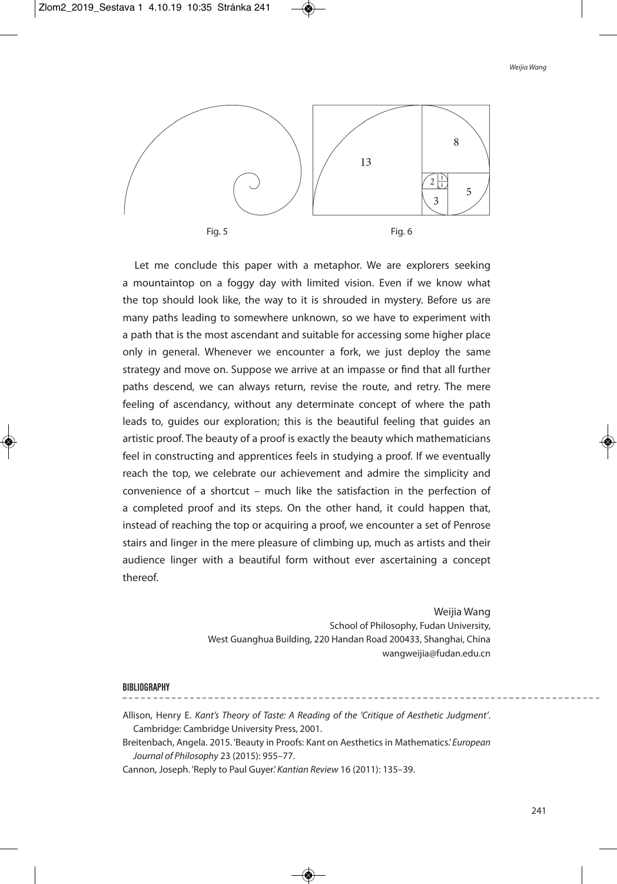Fig. 5

Fig. 6

Let me conclude this paper with a metaphor. We are explorers seeking a mountaintop on a foggy day with limited vision. Even if we know what the top should look like, the way to it is shrouded in mystery. Before us are many paths leading to somewhere unknown, so we have to experiment with a path that is the most ascendant and suitable for accessing some higher place only in general. Whenever we encounter a fork, we just deploy the same strategy and move on. Suppose we arrive at an impasse or find that all further paths descend, we can always return, revise the route, and retry. The mere feeling of ascendancy, without any determinate concept of where the path leads to, guides our exploration; this is the beautiful feeling that guides an artistic proof. The beauty of a proof is exactly the beauty which mathematicians feel in constructing and apprentices feels in studying a proof. If we eventually reach the top, we celebrate our achievement and admire the simplicity and convenience of a shortcut – much like the satisfaction in the perfection of a completed proof and its steps. On the other hand, it could happen that, instead of reaching the top or acquiring a proof, we encounter a set of Penrose stairs and linger in the mere pleasure of climbing up, much as artists and their audience linger with a beautiful form without ever ascertaining a concept thereof.

Weijia Wang
School of Philosophy, Fudan University,
West Guanghua Building, 220 Handan Road 200433, Shanghai, China
wangweijia@fudan.edu.cn

## BIBLIOGRAPHY

Allison, Henry E. *Kant's Theory of Taste: A Reading of the 'Critique of Aesthetic Judgment'*. Cambridge: Cambridge University Press, 2001.

Breitenbach, Angela. 2015. 'Beauty in Proofs: Kant on Aesthetics in Mathematics.' *European Journal of Philosophy* 23 (2015): 955–77.

Cannon, Joseph. 'Reply to Paul Guyer.' *Kantian Review* 16 (2011): 135–39.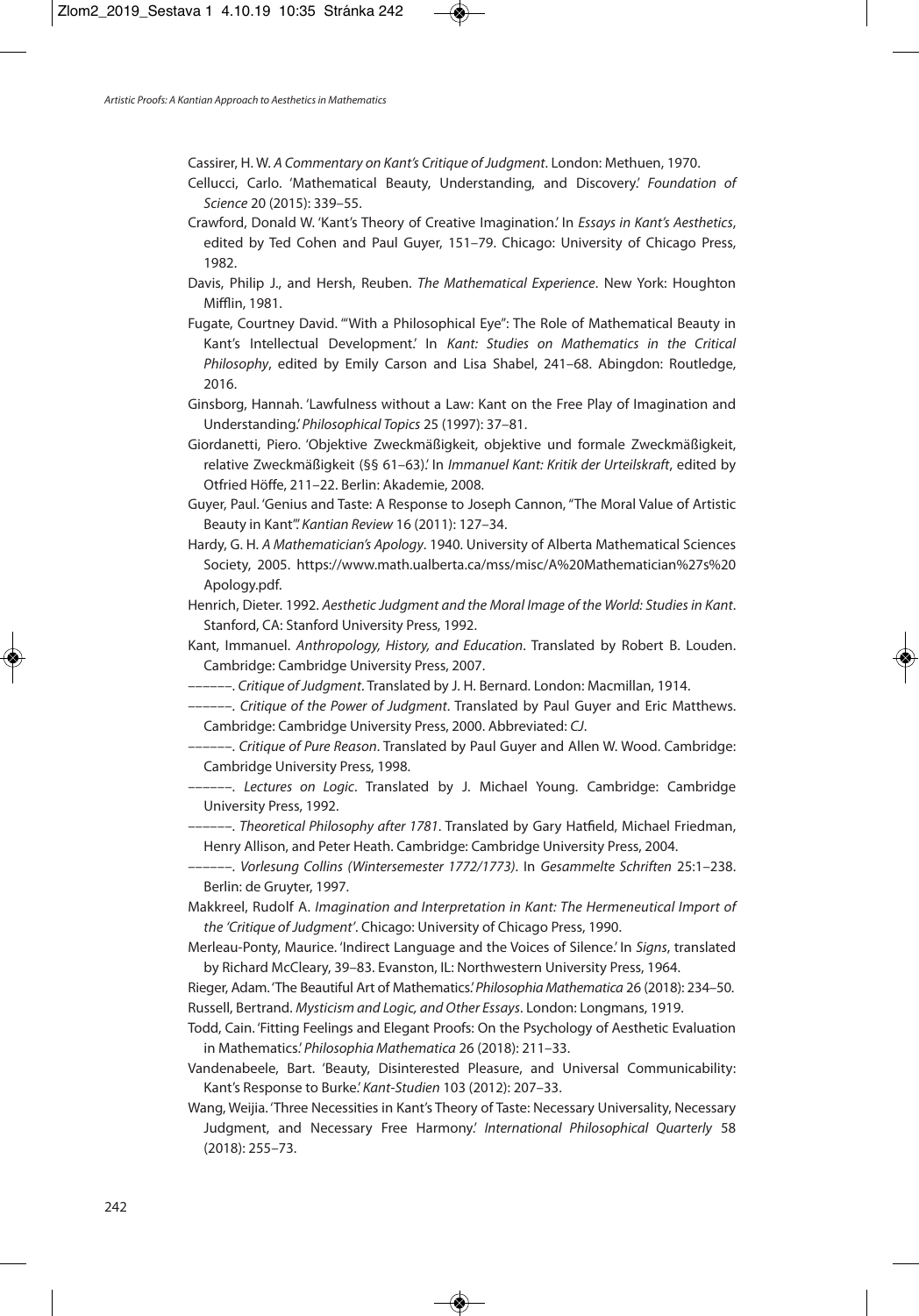Cassirer, H. W. *A Commentary on Kant's Critique of Judgment*. London: Methuen, 1970.

Cellucci, Carlo. 'Mathematical Beauty, Understanding, and Discovery.' *Foundation of Science* 20 (2015): 339–55.

Crawford, Donald W. 'Kant's Theory of Creative Imagination.' In *Essays in Kant's Aesthetics*, edited by Ted Cohen and Paul Guyer, 151–79. Chicago: University of Chicago Press, 1982.

Davis, Philip J., and Hersh, Reuben. *The Mathematical Experience*. New York: Houghton Mifflin, 1981.

Fugate, Courtney David. '"With a Philosophical Eye": The Role of Mathematical Beauty in Kant's Intellectual Development.' In *Kant: Studies on Mathematics in the Critical Philosophy*, edited by Emily Carson and Lisa Shabel, 241–68. Abingdon: Routledge, 2016.

Ginsborg, Hannah. 'Lawfulness without a Law: Kant on the Free Play of Imagination and Understanding.' *Philosophical Topics* 25 (1997): 37–81.

Giordanetti, Piero. 'Objektive Zweckmäßigkeit, objektive und formale Zweckmäßigkeit, relative Zweckmäßigkeit (§§ 61–63).' In *Immanuel Kant: Kritik der Urteilskraft*, edited by Otfried Höffe, 211–22. Berlin: Akademie, 2008.

Guyer, Paul. 'Genius and Taste: A Response to Joseph Cannon, "The Moral Value of Artistic Beauty in Kant".' *Kantian Review* 16 (2011): 127–34.

Hardy, G. H. *A Mathematician's Apology*. 1940. University of Alberta Mathematical Sciences Society, 2005. https://www.math.ualberta.ca/mss/misc/A%20Mathematician%27s%20Apology.pdf.

Henrich, Dieter. 1992. *Aesthetic Judgment and the Moral Image of the World: Studies in Kant*. Stanford, CA: Stanford University Press, 1992.

Kant, Immanuel. *Anthropology, History, and Education*. Translated by Robert B. Louden. Cambridge: Cambridge University Press, 2007.

——––. *Critique of Judgment*. Translated by J. H. Bernard. London: Macmillan, 1914.

——––. *Critique of the Power of Judgment*. Translated by Paul Guyer and Eric Matthews. Cambridge: Cambridge University Press, 2000. Abbreviated: *CJ*.

——––. *Critique of Pure Reason*. Translated by Paul Guyer and Allen W. Wood. Cambridge: Cambridge University Press, 1998.

——––. *Lectures on Logic*. Translated by J. Michael Young. Cambridge: Cambridge University Press, 1992.

——––. *Theoretical Philosophy after 1781*. Translated by Gary Hatfield, Michael Friedman, Henry Allison, and Peter Heath. Cambridge: Cambridge University Press, 2004.

——––. *Vorlesung Collins (Wintersemester 1772/1773)*. In *Gesammelte Schriften* 25:1–238. Berlin: de Gruyter, 1997.

Makkreel, Rudolf A. *Imagination and Interpretation in Kant: The Hermeneutical Import of the 'Critique of Judgment'*. Chicago: University of Chicago Press, 1990.

Merleau-Ponty, Maurice. 'Indirect Language and the Voices of Silence.' In *Signs*, translated by Richard McCleary, 39–83. Evanston, IL: Northwestern University Press, 1964.

Rieger, Adam. 'The Beautiful Art of Mathematics.' *Philosophia Mathematica* 26 (2018): 234–50.

Russell, Bertrand. *Mysticism and Logic, and Other Essays*. London: Longmans, 1919.

Todd, Cain. 'Fitting Feelings and Elegant Proofs: On the Psychology of Aesthetic Evaluation in Mathematics.' *Philosophia Mathematica* 26 (2018): 211–33.

Vandenabeele, Bart. 'Beauty, Disinterested Pleasure, and Universal Communicability: Kant's Response to Burke.' *Kant-Studien* 103 (2012): 207–33.

Wang, Weijia. 'Three Necessities in Kant's Theory of Taste: Necessary Universality, Necessary Judgment, and Necessary Free Harmony.' *International Philosophical Quarterly* 58 (2018): 255–73.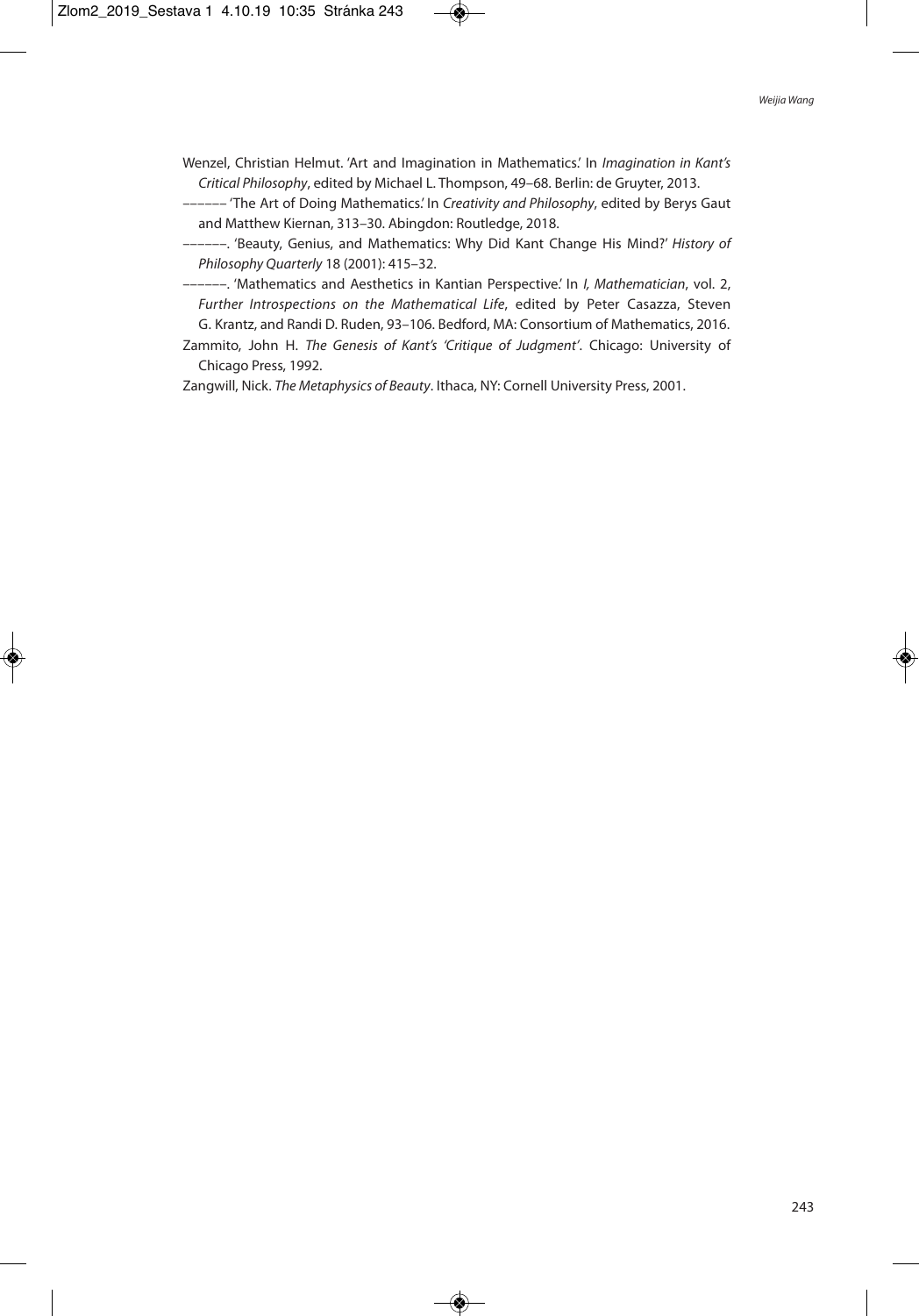Wenzel, Christian Helmut. 'Art and Imagination in Mathematics.' In *Imagination in Kant's Critical Philosophy*, edited by Michael L. Thompson, 49–68. Berlin: de Gruyter, 2013.

–––––– 'The Art of Doing Mathematics.' In *Creativity and Philosophy*, edited by Berys Gaut and Matthew Kiernan, 313–30. Abingdon: Routledge, 2018.

––––––. 'Beauty, Genius, and Mathematics: Why Did Kant Change His Mind?' *History of Philosophy Quarterly* 18 (2001): 415–32.

––––––. 'Mathematics and Aesthetics in Kantian Perspective.' In *I, Mathematician*, vol. 2, *Further Introspections on the Mathematical Life*, edited by Peter Casazza, Steven G. Krantz, and Randi D. Ruden, 93–106. Bedford, MA: Consortium of Mathematics, 2016.

Zammito, John H. *The Genesis of Kant's 'Critique of Judgment'*. Chicago: University of Chicago Press, 1992.

Zangwill, Nick. *The Metaphysics of Beauty*. Ithaca, NY: Cornell University Press, 2001.